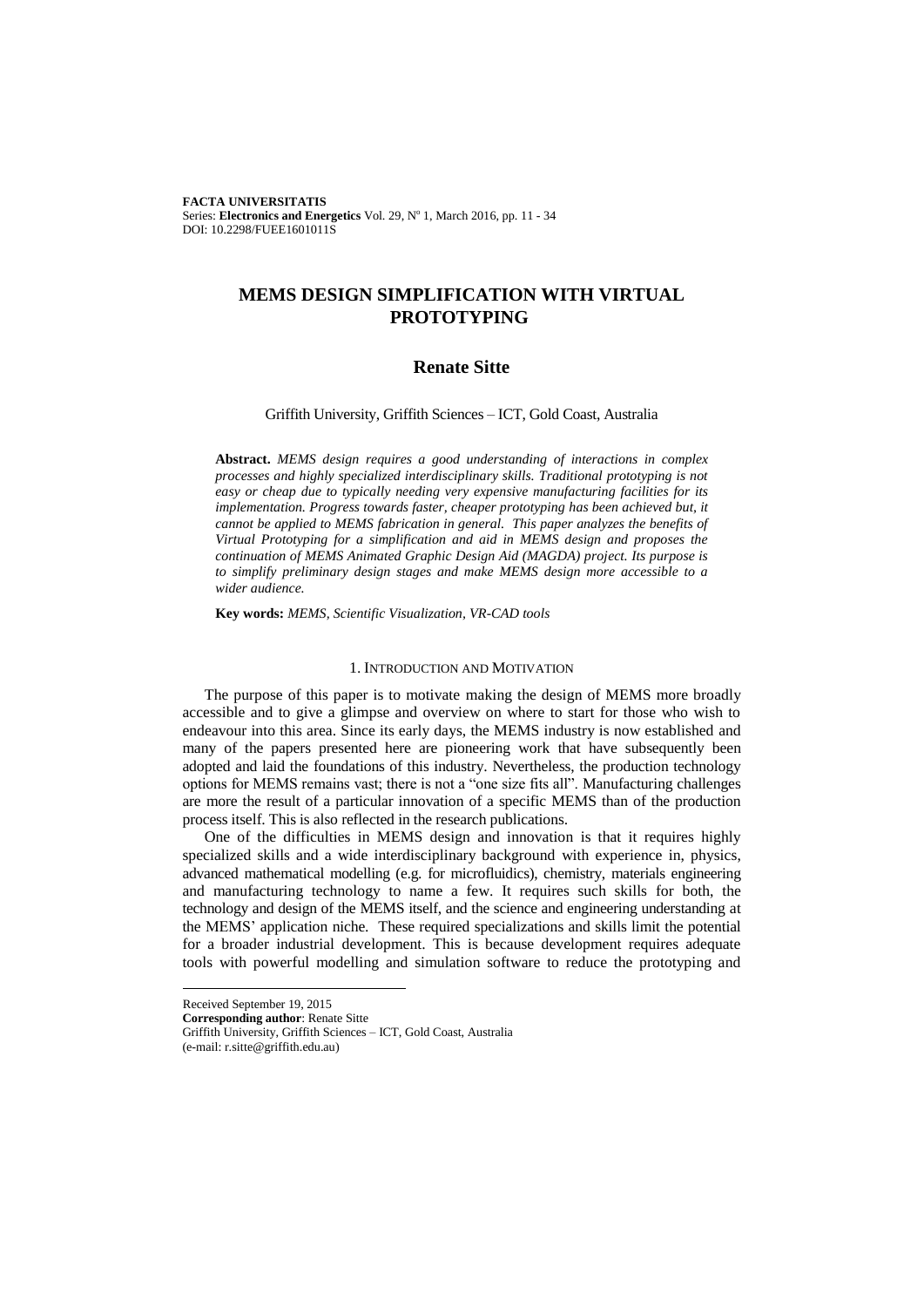# MEMS DESIGN SIMPLIFICATION WITH VIRTUAL PROTOTYPING

## Renate Sitte

Griffith University, Griffith Sciences – ICT, Gold Coast, Australia

**Abstract.** *MEMS design requires a good understanding of interactions in complex processes and highly specialized interdisciplinary skills. Traditional prototyping is not easy or cheap due to typically needing very expensive manufacturing facilities for its implementation. Progress towards faster, cheaper prototyping has been achieved but, it cannot be applied to MEMS fabrication in general. This paper analyzes the benefits of Virtual Prototyping for a simplification and aid in MEMS design and proposes the continuation of MEMS Animated Graphic Design Aid (MAGDA) project. Its purpose is to simplify preliminary design stages and make MEMS design more accessible to a wider audience.*

**Key words:** *MEMS, Scientific Visualization, VR-CAD tools*

## 1. INTRODUCTION AND MOTIVATION

The purpose of this paper is to motivate making the design of MEMS more broadly accessible and to give a glimpse and overview on where to start for those who wish to endeavour into this area. Since its early days, the MEMS industry is now established and many of the papers presented here are pioneering work that have subsequently been adopted and laid the foundations of this industry. Nevertheless, the production technology options for MEMS remains vast; there is not a "one size fits all". Manufacturing challenges are more the result of a particular innovation of a specific MEMS than of the production process itself. This is also reflected in the research publications.

One of the difficulties in MEMS design and innovation is that it requires highly specialized skills and a wide interdisciplinary background with experience in, physics, advanced mathematical modelling (e.g. for microfluidics), chemistry, materials engineering and manufacturing technology to name a few. It requires such skills for both, the technology and design of the MEMS itself, and the science and engineering understanding at the MEMS' application niche. These required specializations and skills limit the potential for a broader industrial development. This is because development requires adequate tools with powerful modelling and simulation software to reduce the prototyping and

Received September 19, 2015

**Corresponding author**: Renate Sitte

Griffith University, Griffith Sciences – ICT, Gold Coast, Australia

(e-mail: r.sitte@griffith.edu.au)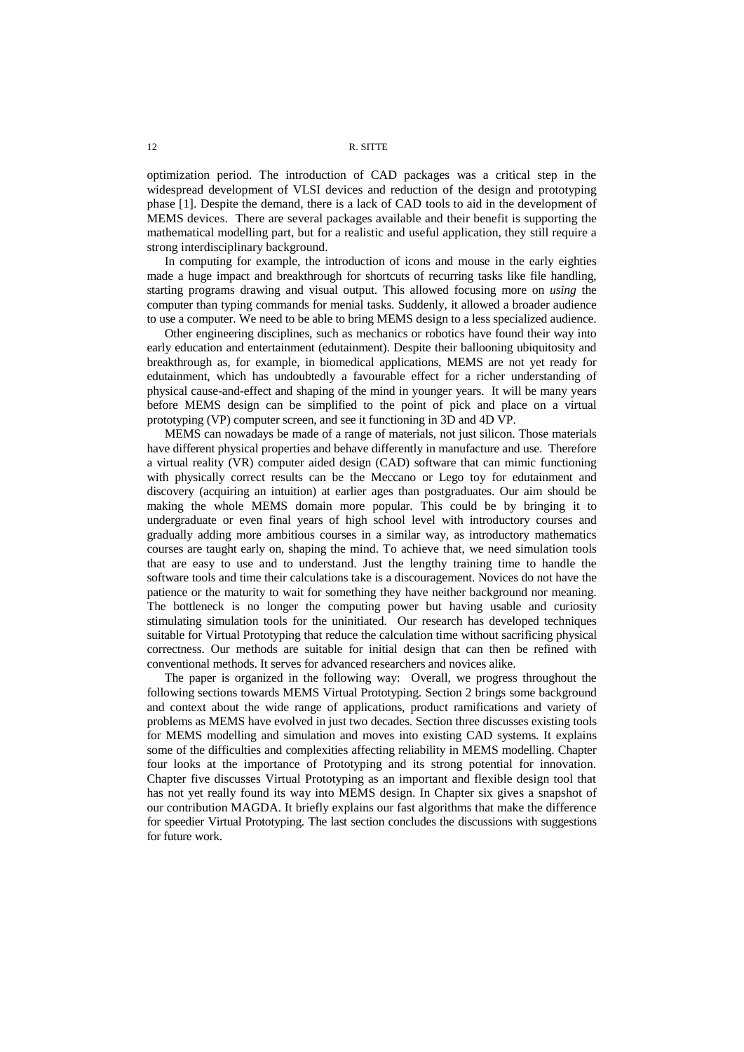optimization period. The introduction of CAD packages was a critical step in the widespread development of VLSI devices and reduction of the design and prototyping phase [1]. Despite the demand, there is a lack of CAD tools to aid in the development of MEMS devices. There are several packages available and their benefit is supporting the mathematical modelling part, but for a realistic and useful application, they still require a strong interdisciplinary background.

In computing for example, the introduction of icons and mouse in the early eighties made a huge impact and breakthrough for shortcuts of recurring tasks like file handling, starting programs drawing and visual output. This allowed focusing more on *using* the computer than typing commands for menial tasks. Suddenly, it allowed a broader audience to use a computer. We need to be able to bring MEMS design to a less specialized audience.

Other engineering disciplines, such as mechanics or robotics have found their way into early education and entertainment (edutainment). Despite their ballooning ubiquitosity and breakthrough as, for example, in biomedical applications, MEMS are not yet ready for edutainment, which has undoubtedly a favourable effect for a richer understanding of physical cause-and-effect and shaping of the mind in younger years. It will be many years before MEMS design can be simplified to the point of pick and place on a virtual prototyping (VP) computer screen, and see it functioning in 3D and 4D VP.

MEMS can nowadays be made of a range of materials, not just silicon. Those materials have different physical properties and behave differently in manufacture and use. Therefore a virtual reality (VR) computer aided design (CAD) software that can mimic functioning with physically correct results can be the Meccano or Lego toy for edutainment and discovery (acquiring an intuition) at earlier ages than postgraduates. Our aim should be making the whole MEMS domain more popular. This could be by bringing it to undergraduate or even final years of high school level with introductory courses and gradually adding more ambitious courses in a similar way, as introductory mathematics courses are taught early on, shaping the mind. To achieve that, we need simulation tools that are easy to use and to understand. Just the lengthy training time to handle the software tools and time their calculations take is a discouragement. Novices do not have the patience or the maturity to wait for something they have neither background nor meaning. The bottleneck is no longer the computing power but having usable and curiosity stimulating simulation tools for the uninitiated. Our research has developed techniques suitable for Virtual Prototyping that reduce the calculation time without sacrificing physical correctness. Our methods are suitable for initial design that can then be refined with conventional methods. It serves for advanced researchers and novices alike.

The paper is organized in the following way: Overall, we progress throughout the following sections towards MEMS Virtual Prototyping. Section 2 brings some background and context about the wide range of applications, product ramifications and variety of problems as MEMS have evolved in just two decades. Section three discusses existing tools for MEMS modelling and simulation and moves into existing CAD systems. It explains some of the difficulties and complexities affecting reliability in MEMS modelling. Chapter four looks at the importance of Prototyping and its strong potential for innovation. Chapter five discusses Virtual Prototyping as an important and flexible design tool that has not yet really found its way into MEMS design. In Chapter six gives a snapshot of our contribution MAGDA. It briefly explains our fast algorithms that make the difference for speedier Virtual Prototyping. The last section concludes the discussions with suggestions for future work.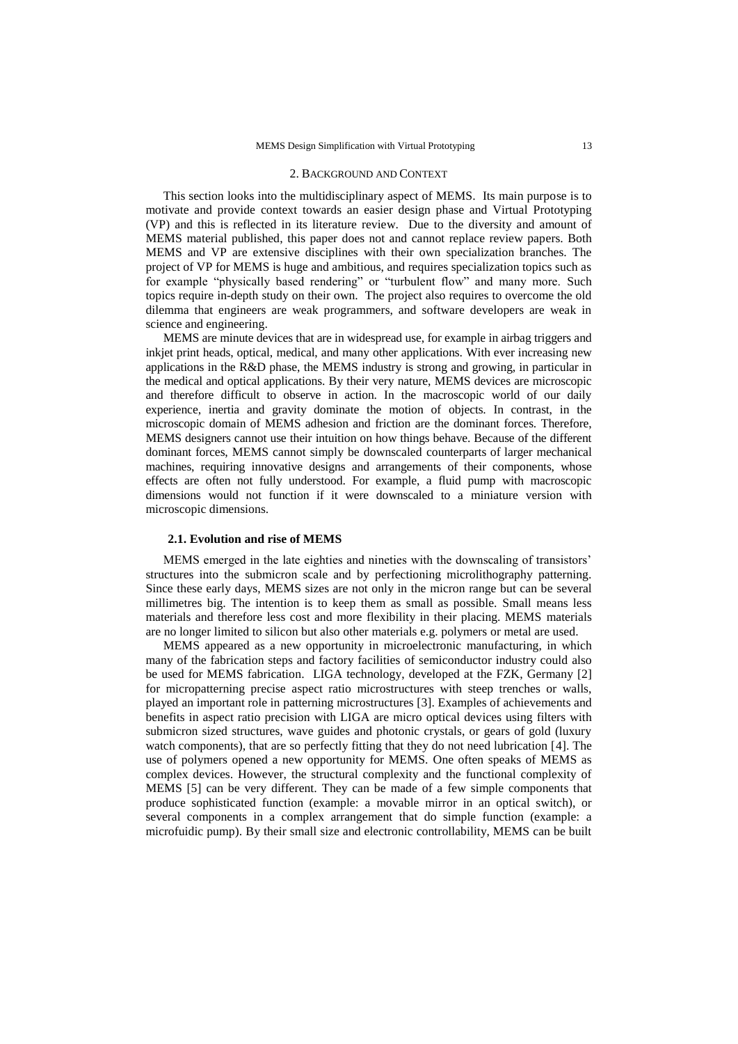## 2. Background and Context

This section looks into the multidisciplinary aspect of MEMS. Its main purpose is to motivate and provide context towards an easier design phase and Virtual Prototyping (VP) and this is reflected in its literature review. Due to the diversity and amount of MEMS material published, this paper does not and cannot replace review papers. Both MEMS and VP are extensive disciplines with their own specialization branches. The project of VP for MEMS is huge and ambitious, and requires specialization topics such as for example "physically based rendering" or "turbulent flow" and many more. Such topics require in-depth study on their own. The project also requires to overcome the old dilemma that engineers are weak programmers, and software developers are weak in science and engineering.

MEMS are minute devices that are in widespread use, for example in airbag triggers and inkjet print heads, optical, medical, and many other applications. With ever increasing new applications in the R&D phase, the MEMS industry is strong and growing, in particular in the medical and optical applications. By their very nature, MEMS devices are microscopic and therefore difficult to observe in action. In the macroscopic world of our daily experience, inertia and gravity dominate the motion of objects. In contrast, in the microscopic domain of MEMS adhesion and friction are the dominant forces. Therefore, MEMS designers cannot use their intuition on how things behave. Because of the different dominant forces, MEMS cannot simply be downscaled counterparts of larger mechanical machines, requiring innovative designs and arrangements of their components, whose effects are often not fully understood. For example, a fluid pump with macroscopic dimensions would not function if it were downscaled to a miniature version with microscopic dimensions.

### 2.1. Evolution and rise of MEMS

MEMS emerged in the late eighties and nineties with the downscaling of transistors' structures into the submicron scale and by perfectioning microlithography patterning. Since these early days, MEMS sizes are not only in the micron range but can be several millimetres big. The intention is to keep them as small as possible. Small means less materials and therefore less cost and more flexibility in their placing. MEMS materials are no longer limited to silicon but also other materials e.g. polymers or metal are used.

MEMS appeared as a new opportunity in microelectronic manufacturing, in which many of the fabrication steps and factory facilities of semiconductor industry could also be used for MEMS fabrication. LIGA technology, developed at the FZK, Germany [2] for micropatterning precise aspect ratio microstructures with steep trenches or walls, played an important role in patterning microstructures [3]. Examples of achievements and benefits in aspect ratio precision with LIGA are micro optical devices using filters with submicron sized structures, wave guides and photonic crystals, or gears of gold (luxury watch components), that are so perfectly fitting that they do not need lubrication [4]. The use of polymers opened a new opportunity for MEMS. One often speaks of MEMS as complex devices. However, the structural complexity and the functional complexity of MEMS [5] can be very different. They can be made of a few simple components that produce sophisticated function (example: a movable mirror in an optical switch), or several components in a complex arrangement that do simple function (example: a microfuidic pump). By their small size and electronic controllability, MEMS can be built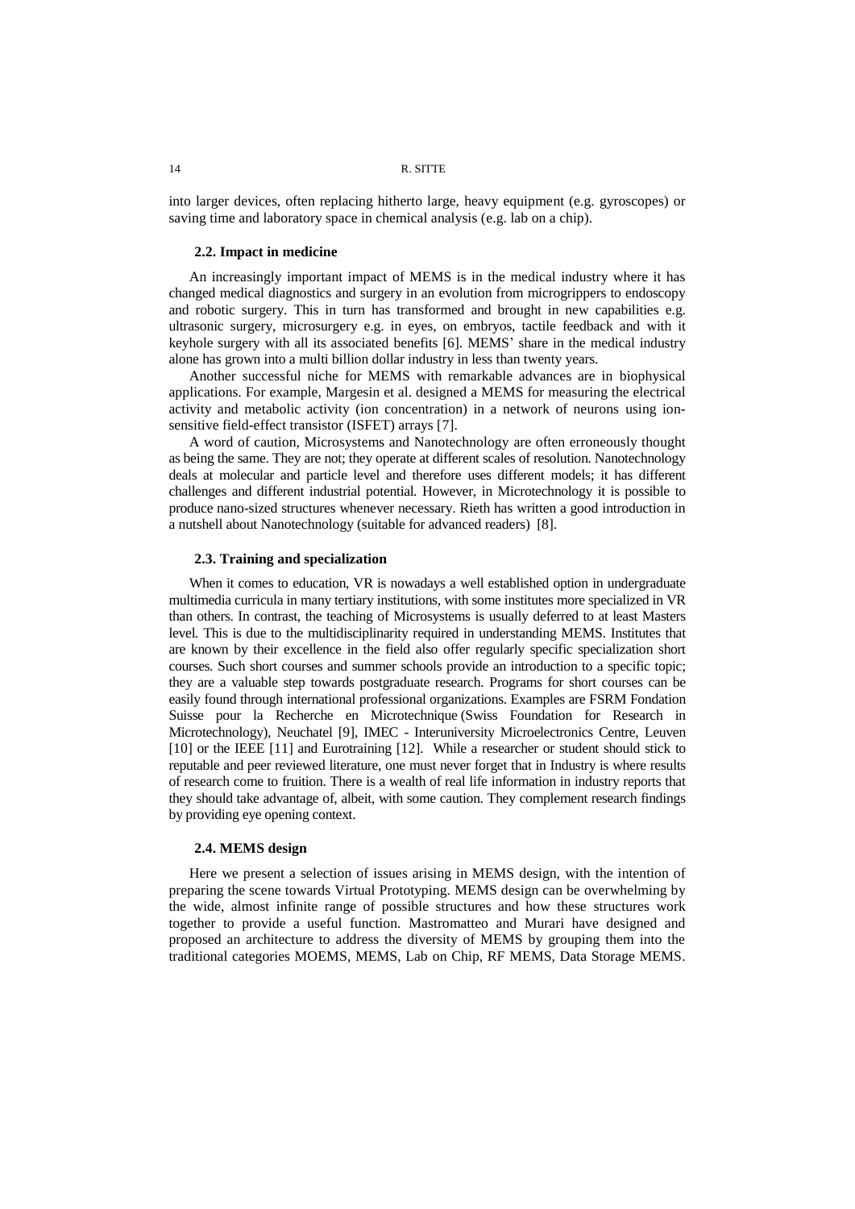into larger devices, often replacing hitherto large, heavy equipment (e.g. gyroscopes) or saving time and laboratory space in chemical analysis (e.g. lab on a chip).

### 2.2. Impact in medicine

An increasingly important impact of MEMS is in the medical industry where it has changed medical diagnostics and surgery in an evolution from microgrippers to endoscopy and robotic surgery. This in turn has transformed and brought in new capabilities e.g. ultrasonic surgery, microsurgery e.g. in eyes, on embryos, tactile feedback and with it keyhole surgery with all its associated benefits [6]. MEMS' share in the medical industry alone has grown into a multi billion dollar industry in less than twenty years.

Another successful niche for MEMS with remarkable advances are in biophysical applications. For example, Margesin et al. designed a MEMS for measuring the electrical activity and metabolic activity (ion concentration) in a network of neurons using ion-sensitive field-effect transistor (ISFET) arrays [7].

A word of caution, Microsystems and Nanotechnology are often erroneously thought as being the same. They are not; they operate at different scales of resolution. Nanotechnology deals at molecular and particle level and therefore uses different models; it has different challenges and different industrial potential. However, in Microtechnology it is possible to produce nano-sized structures whenever necessary. Rieth has written a good introduction in a nutshell about Nanotechnology (suitable for advanced readers) [8].

### 2.3. Training and specialization

When it comes to education, VR is nowadays a well established option in undergraduate multimedia curricula in many tertiary institutions, with some institutes more specialized in VR than others. In contrast, the teaching of Microsystems is usually deferred to at least Masters level. This is due to the multidisciplinarity required in understanding MEMS. Institutes that are known by their excellence in the field also offer regularly specific specialization short courses. Such short courses and summer schools provide an introduction to a specific topic; they are a valuable step towards postgraduate research. Programs for short courses can be easily found through international professional organizations. Examples are FSRM Fondation Suisse pour la Recherche en Microtechnique (Swiss Foundation for Research in Microtechnology), Neuchatel [9], IMEC - Interuniversity Microelectronics Centre, Leuven [10] or the IEEE [11] and Eurotraining [12]. While a researcher or student should stick to reputable and peer reviewed literature, one must never forget that in Industry is where results of research come to fruition. There is a wealth of real life information in industry reports that they should take advantage of, albeit, with some caution. They complement research findings by providing eye opening context.

### 2.4. MEMS design

Here we present a selection of issues arising in MEMS design, with the intention of preparing the scene towards Virtual Prototyping. MEMS design can be overwhelming by the wide, almost infinite range of possible structures and how these structures work together to provide a useful function. Mastromatteo and Murari have designed and proposed an architecture to address the diversity of MEMS by grouping them into the traditional categories MOEMS, MEMS, Lab on Chip, RF MEMS, Data Storage MEMS.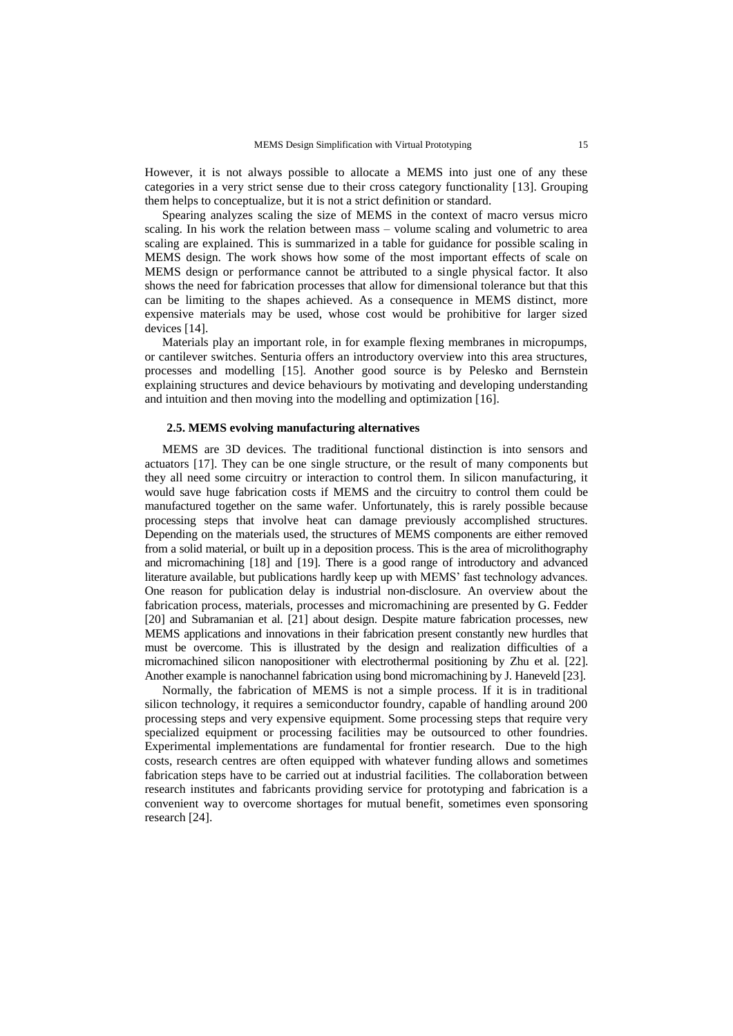However, it is not always possible to allocate a MEMS into just one of any these categories in a very strict sense due to their cross category functionality [13]. Grouping them helps to conceptualize, but it is not a strict definition or standard.

Spearing analyzes scaling the size of MEMS in the context of macro versus micro scaling. In his work the relation between mass – volume scaling and volumetric to area scaling are explained. This is summarized in a table for guidance for possible scaling in MEMS design. The work shows how some of the most important effects of scale on MEMS design or performance cannot be attributed to a single physical factor. It also shows the need for fabrication processes that allow for dimensional tolerance but that this can be limiting to the shapes achieved. As a consequence in MEMS distinct, more expensive materials may be used, whose cost would be prohibitive for larger sized devices [14].

Materials play an important role, in for example flexing membranes in micropumps, or cantilever switches. Senturia offers an introductory overview into this area structures, processes and modelling [15]. Another good source is by Pelesko and Bernstein explaining structures and device behaviours by motivating and developing understanding and intuition and then moving into the modelling and optimization [16].

### 2.5. MEMS evolving manufacturing alternatives

MEMS are 3D devices. The traditional functional distinction is into sensors and actuators [17]. They can be one single structure, or the result of many components but they all need some circuitry or interaction to control them. In silicon manufacturing, it would save huge fabrication costs if MEMS and the circuitry to control them could be manufactured together on the same wafer. Unfortunately, this is rarely possible because processing steps that involve heat can damage previously accomplished structures. Depending on the materials used, the structures of MEMS components are either removed from a solid material, or built up in a deposition process. This is the area of microlithography and micromachining [18] and [19]. There is a good range of introductory and advanced literature available, but publications hardly keep up with MEMS' fast technology advances. One reason for publication delay is industrial non-disclosure. An overview about the fabrication process, materials, processes and micromachining are presented by G. Fedder [20] and Subramanian et al. [21] about design. Despite mature fabrication processes, new MEMS applications and innovations in their fabrication present constantly new hurdles that must be overcome. This is illustrated by the design and realization difficulties of a micromachined silicon nanopositioner with electrothermal positioning by Zhu et al. [22]. Another example is nanochannel fabrication using bond micromachining by J. Haneveld [23].

Normally, the fabrication of MEMS is not a simple process. If it is in traditional silicon technology, it requires a semiconductor foundry, capable of handling around 200 processing steps and very expensive equipment. Some processing steps that require very specialized equipment or processing facilities may be outsourced to other foundries. Experimental implementations are fundamental for frontier research. Due to the high costs, research centres are often equipped with whatever funding allows and sometimes fabrication steps have to be carried out at industrial facilities. The collaboration between research institutes and fabricants providing service for prototyping and fabrication is a convenient way to overcome shortages for mutual benefit, sometimes even sponsoring research [24].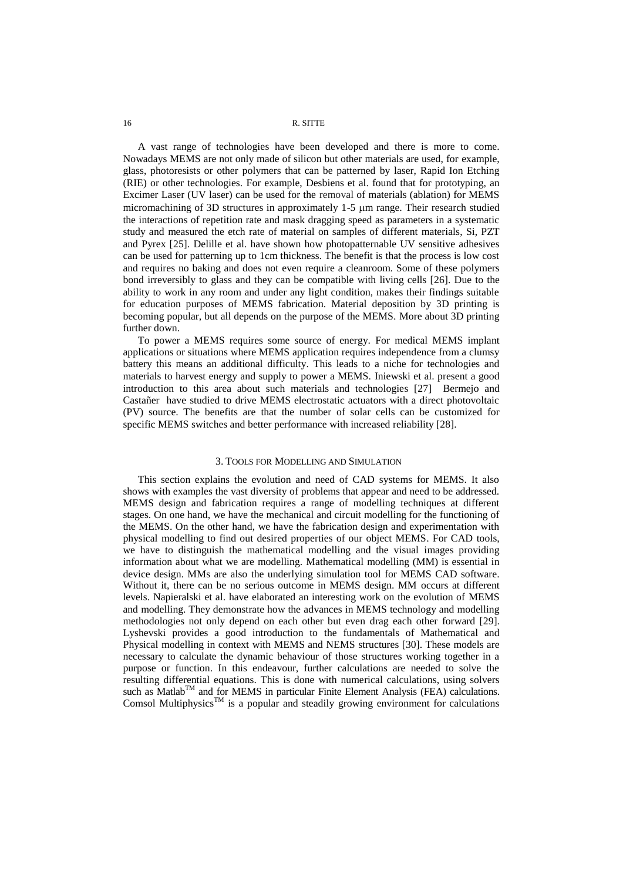A vast range of technologies have been developed and there is more to come. Nowadays MEMS are not only made of silicon but other materials are used, for example, glass, photoresists or other polymers that can be patterned by laser, Rapid Ion Etching (RIE) or other technologies. For example, Desbiens et al. found that for prototyping, an Excimer Laser (UV laser) can be used for the removal of materials (ablation) for MEMS micromachining of 3D structures in approximately 1-5 μm range. Their research studied the interactions of repetition rate and mask dragging speed as parameters in a systematic study and measured the etch rate of material on samples of different materials, Si, PZT and Pyrex [25]. Delille et al. have shown how photopatternable UV sensitive adhesives can be used for patterning up to 1cm thickness. The benefit is that the process is low cost and requires no baking and does not even require a cleanroom. Some of these polymers bond irreversibly to glass and they can be compatible with living cells [26]. Due to the ability to work in any room and under any light condition, makes their findings suitable for education purposes of MEMS fabrication. Material deposition by 3D printing is becoming popular, but all depends on the purpose of the MEMS. More about 3D printing further down.

To power a MEMS requires some source of energy. For medical MEMS implant applications or situations where MEMS application requires independence from a clumsy battery this means an additional difficulty. This leads to a niche for technologies and materials to harvest energy and supply to power a MEMS. Iniewski et al. present a good introduction to this area about such materials and technologies [27] Bermejo and Castañer have studied to drive MEMS electrostatic actuators with a direct photovoltaic (PV) source. The benefits are that the number of solar cells can be customized for specific MEMS switches and better performance with increased reliability [28].

## 3. Tools for Modelling and Simulation

This section explains the evolution and need of CAD systems for MEMS. It also shows with examples the vast diversity of problems that appear and need to be addressed. MEMS design and fabrication requires a range of modelling techniques at different stages. On one hand, we have the mechanical and circuit modelling for the functioning of the MEMS. On the other hand, we have the fabrication design and experimentation with physical modelling to find out desired properties of our object MEMS. For CAD tools, we have to distinguish the mathematical modelling and the visual images providing information about what we are modelling. Mathematical modelling (MM) is essential in device design. MMs are also the underlying simulation tool for MEMS CAD software. Without it, there can be no serious outcome in MEMS design. MM occurs at different levels. Napieralski et al. have elaborated an interesting work on the evolution of MEMS and modelling. They demonstrate how the advances in MEMS technology and modelling methodologies not only depend on each other but even drag each other forward [29]. Lyshevski provides a good introduction to the fundamentals of Mathematical and Physical modelling in context with MEMS and NEMS structures [30]. These models are necessary to calculate the dynamic behaviour of those structures working together in a purpose or function. In this endeavour, further calculations are needed to solve the resulting differential equations. This is done with numerical calculations, using solvers such as Matlab™ and for MEMS in particular Finite Element Analysis (FEA) calculations. Comsol Multiphysics™ is a popular and steadily growing environment for calculations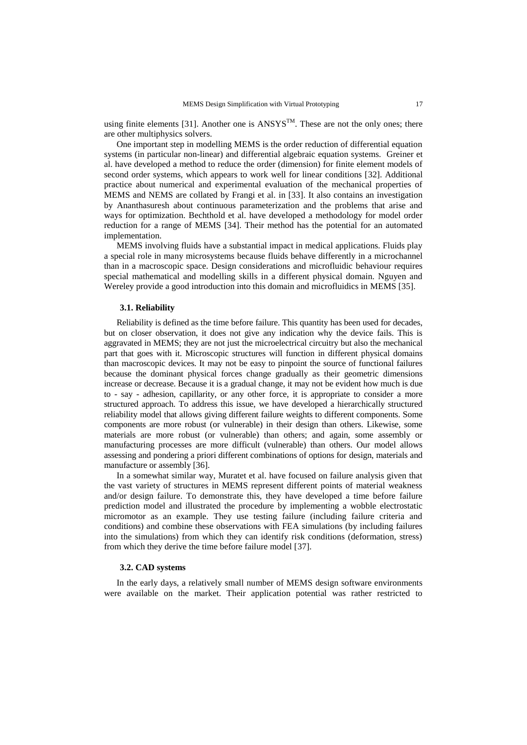using finite elements [31]. Another one is ANSYS$^{TM}$. These are not the only ones; there are other multiphysics solvers.

One important step in modelling MEMS is the order reduction of differential equation systems (in particular non-linear) and differential algebraic equation systems. Greiner et al. have developed a method to reduce the order (dimension) for finite element models of second order systems, which appears to work well for linear conditions [32]. Additional practice about numerical and experimental evaluation of the mechanical properties of MEMS and NEMS are collated by Frangi et al. in [33]. It also contains an investigation by Ananthasuresh about continuous parameterization and the problems that arise and ways for optimization. Bechthold et al. have developed a methodology for model order reduction for a range of MEMS [34]. Their method has the potential for an automated implementation.

MEMS involving fluids have a substantial impact in medical applications. Fluids play a special role in many microsystems because fluids behave differently in a microchannel than in a macroscopic space. Design considerations and microfluidic behaviour requires special mathematical and modelling skills in a different physical domain. Nguyen and Wereley provide a good introduction into this domain and microfluidics in MEMS [35].

### 3.1. Reliability

Reliability is defined as the time before failure. This quantity has been used for decades, but on closer observation, it does not give any indication why the device fails. This is aggravated in MEMS; they are not just the microelectrical circuitry but also the mechanical part that goes with it. Microscopic structures will function in different physical domains than macroscopic devices. It may not be easy to pinpoint the source of functional failures because the dominant physical forces change gradually as their geometric dimensions increase or decrease. Because it is a gradual change, it may not be evident how much is due to - say - adhesion, capillarity, or any other force, it is appropriate to consider a more structured approach. To address this issue, we have developed a hierarchically structured reliability model that allows giving different failure weights to different components. Some components are more robust (or vulnerable) in their design than others. Likewise, some materials are more robust (or vulnerable) than others; and again, some assembly or manufacturing processes are more difficult (vulnerable) than others. Our model allows assessing and pondering a priori different combinations of options for design, materials and manufacture or assembly [36].

In a somewhat similar way, Muratet et al. have focused on failure analysis given that the vast variety of structures in MEMS represent different points of material weakness and/or design failure. To demonstrate this, they have developed a time before failure prediction model and illustrated the procedure by implementing a wobble electrostatic micromotor as an example. They use testing failure (including failure criteria and conditions) and combine these observations with FEA simulations (by including failures into the simulations) from which they can identify risk conditions (deformation, stress) from which they derive the time before failure model [37].

### 3.2. CAD systems

In the early days, a relatively small number of MEMS design software environments were available on the market. Their application potential was rather restricted to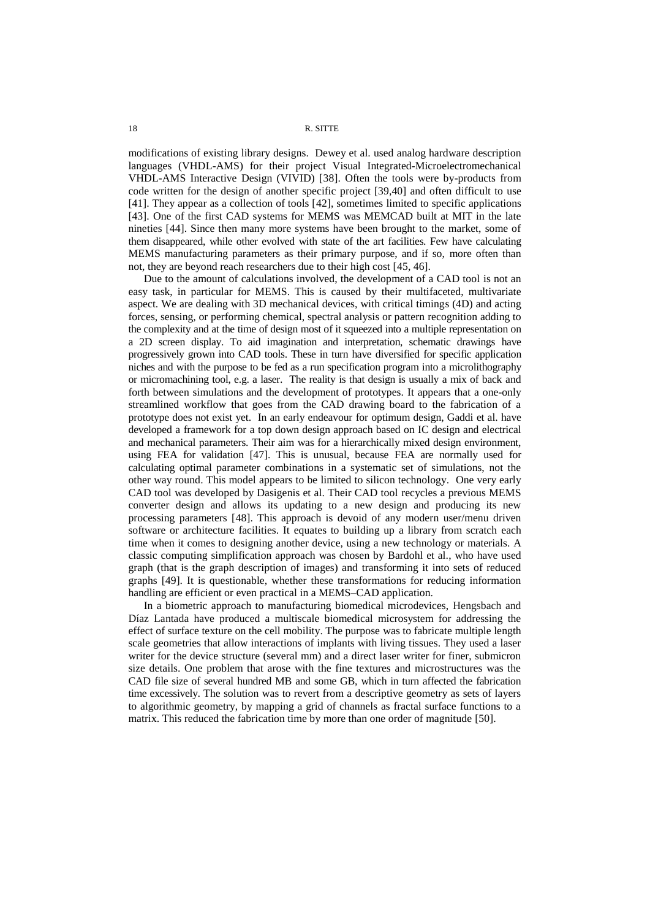modifications of existing library designs. Dewey et al. used analog hardware description languages (VHDL-AMS) for their project Visual Integrated-Microelectromechanical VHDL-AMS Interactive Design (VIVID) [38]. Often the tools were by-products from code written for the design of another specific project [39,40] and often difficult to use [41]. They appear as a collection of tools [42], sometimes limited to specific applications [43]. One of the first CAD systems for MEMS was MEMCAD built at MIT in the late nineties [44]. Since then many more systems have been brought to the market, some of them disappeared, while other evolved with state of the art facilities. Few have calculating MEMS manufacturing parameters as their primary purpose, and if so, more often than not, they are beyond reach researchers due to their high cost [45, 46].

Due to the amount of calculations involved, the development of a CAD tool is not an easy task, in particular for MEMS. This is caused by their multifaceted, multivariate aspect. We are dealing with 3D mechanical devices, with critical timings (4D) and acting forces, sensing, or performing chemical, spectral analysis or pattern recognition adding to the complexity and at the time of design most of it squeezed into a multiple representation on a 2D screen display. To aid imagination and interpretation, schematic drawings have progressively grown into CAD tools. These in turn have diversified for specific application niches and with the purpose to be fed as a run specification program into a microlithography or micromachining tool, e.g. a laser. The reality is that design is usually a mix of back and forth between simulations and the development of prototypes. It appears that a one-only streamlined workflow that goes from the CAD drawing board to the fabrication of a prototype does not exist yet. In an early endeavour for optimum design, Gaddi et al. have developed a framework for a top down design approach based on IC design and electrical and mechanical parameters. Their aim was for a hierarchically mixed design environment, using FEA for validation [47]. This is unusual, because FEA are normally used for calculating optimal parameter combinations in a systematic set of simulations, not the other way round. This model appears to be limited to silicon technology. One very early CAD tool was developed by Dasigenis et al. Their CAD tool recycles a previous MEMS converter design and allows its updating to a new design and producing its new processing parameters [48]. This approach is devoid of any modern user/menu driven software or architecture facilities. It equates to building up a library from scratch each time when it comes to designing another device, using a new technology or materials. A classic computing simplification approach was chosen by Bardohl et al., who have used graph (that is the graph description of images) and transforming it into sets of reduced graphs [49]. It is questionable, whether these transformations for reducing information handling are efficient or even practical in a MEMS–CAD application.

In a biometric approach to manufacturing biomedical microdevices, Hengsbach and Díaz Lantada have produced a multiscale biomedical microsystem for addressing the effect of surface texture on the cell mobility. The purpose was to fabricate multiple length scale geometries that allow interactions of implants with living tissues. They used a laser writer for the device structure (several mm) and a direct laser writer for finer, submicron size details. One problem that arose with the fine textures and microstructures was the CAD file size of several hundred MB and some GB, which in turn affected the fabrication time excessively. The solution was to revert from a descriptive geometry as sets of layers to algorithmic geometry, by mapping a grid of channels as fractal surface functions to a matrix. This reduced the fabrication time by more than one order of magnitude [50].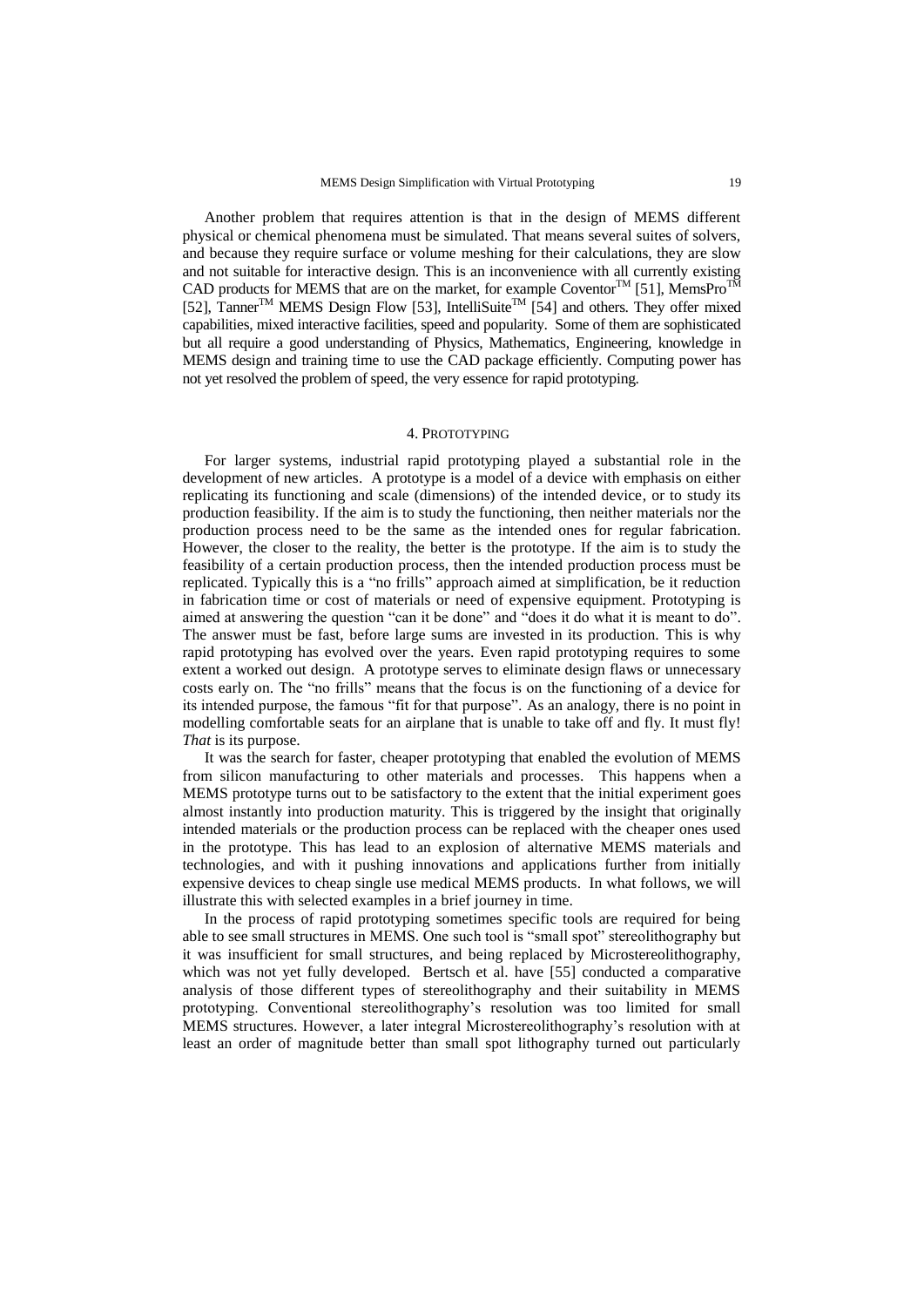Another problem that requires attention is that in the design of MEMS different physical or chemical phenomena must be simulated. That means several suites of solvers, and because they require surface or volume meshing for their calculations, they are slow and not suitable for interactive design. This is an inconvenience with all currently existing CAD products for MEMS that are on the market, for example Coventor$^{TM}$ [51], MemsPro$^{TM}$ [52], Tanner$^{TM}$ MEMS Design Flow [53], IntelliSuite$^{TM}$ [54] and others. They offer mixed capabilities, mixed interactive facilities, speed and popularity. Some of them are sophisticated but all require a good understanding of Physics, Mathematics, Engineering, knowledge in MEMS design and training time to use the CAD package efficiently. Computing power has not yet resolved the problem of speed, the very essence for rapid prototyping.

## 4. Prototyping

For larger systems, industrial rapid prototyping played a substantial role in the development of new articles. A prototype is a model of a device with emphasis on either replicating its functioning and scale (dimensions) of the intended device, or to study its production feasibility. If the aim is to study the functioning, then neither materials nor the production process need to be the same as the intended ones for regular fabrication. However, the closer to the reality, the better is the prototype. If the aim is to study the feasibility of a certain production process, then the intended production process must be replicated. Typically this is a "no frills" approach aimed at simplification, be it reduction in fabrication time or cost of materials or need of expensive equipment. Prototyping is aimed at answering the question "can it be done" and "does it do what it is meant to do". The answer must be fast, before large sums are invested in its production. This is why rapid prototyping has evolved over the years. Even rapid prototyping requires to some extent a worked out design. A prototype serves to eliminate design flaws or unnecessary costs early on. The "no frills" means that the focus is on the functioning of a device for its intended purpose, the famous "fit for that purpose". As an analogy, there is no point in modelling comfortable seats for an airplane that is unable to take off and fly. It must fly! *That* is its purpose.

It was the search for faster, cheaper prototyping that enabled the evolution of MEMS from silicon manufacturing to other materials and processes. This happens when a MEMS prototype turns out to be satisfactory to the extent that the initial experiment goes almost instantly into production maturity. This is triggered by the insight that originally intended materials or the production process can be replaced with the cheaper ones used in the prototype. This has lead to an explosion of alternative MEMS materials and technologies, and with it pushing innovations and applications further from initially expensive devices to cheap single use medical MEMS products. In what follows, we will illustrate this with selected examples in a brief journey in time.

In the process of rapid prototyping sometimes specific tools are required for being able to see small structures in MEMS. One such tool is "small spot" stereolithography but it was insufficient for small structures, and being replaced by Microstereolithography, which was not yet fully developed. Bertsch et al. have [55] conducted a comparative analysis of those different types of stereolithography and their suitability in MEMS prototyping. Conventional stereolithography's resolution was too limited for small MEMS structures. However, a later integral Microstereolithography's resolution with at least an order of magnitude better than small spot lithography turned out particularly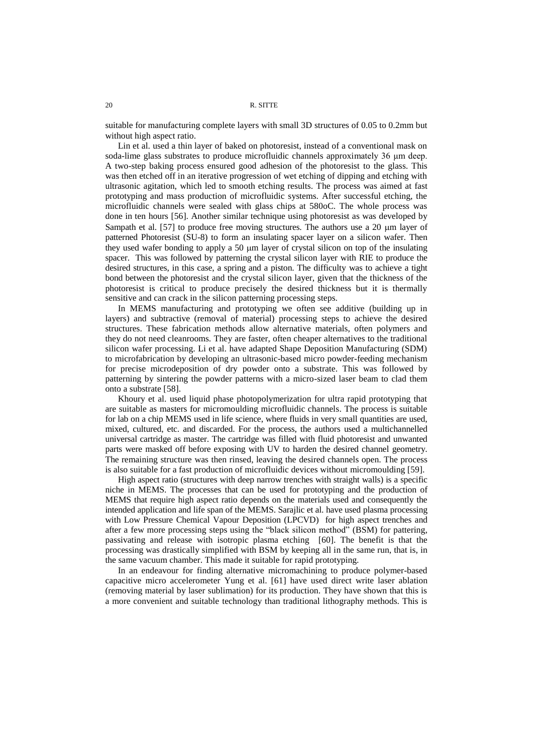suitable for manufacturing complete layers with small 3D structures of 0.05 to 0.2mm but without high aspect ratio.

Lin et al. used a thin layer of baked on photoresist, instead of a conventional mask on soda-lime glass substrates to produce microfluidic channels approximately 36 μm deep. A two-step baking process ensured good adhesion of the photoresist to the glass. This was then etched off in an iterative progression of wet etching of dipping and etching with ultrasonic agitation, which led to smooth etching results. The process was aimed at fast prototyping and mass production of microfluidic systems. After successful etching, the microfluidic channels were sealed with glass chips at 580oC. The whole process was done in ten hours [56]. Another similar technique using photoresist as was developed by Sampath et al. [57] to produce free moving structures. The authors use a 20 μm layer of patterned Photoresist (SU-8) to form an insulating spacer layer on a silicon wafer. Then they used wafer bonding to apply a 50 μm layer of crystal silicon on top of the insulating spacer. This was followed by patterning the crystal silicon layer with RIE to produce the desired structures, in this case, a spring and a piston. The difficulty was to achieve a tight bond between the photoresist and the crystal silicon layer, given that the thickness of the photoresist is critical to produce precisely the desired thickness but it is thermally sensitive and can crack in the silicon patterning processing steps.

In MEMS manufacturing and prototyping we often see additive (building up in layers) and subtractive (removal of material) processing steps to achieve the desired structures. These fabrication methods allow alternative materials, often polymers and they do not need cleanrooms. They are faster, often cheaper alternatives to the traditional silicon wafer processing. Li et al. have adapted Shape Deposition Manufacturing (SDM) to microfabrication by developing an ultrasonic-based micro powder-feeding mechanism for precise microdeposition of dry powder onto a substrate. This was followed by patterning by sintering the powder patterns with a micro-sized laser beam to clad them onto a substrate [58].

Khoury et al. used liquid phase photopolymerization for ultra rapid prototyping that are suitable as masters for micromoulding microfluidic channels. The process is suitable for lab on a chip MEMS used in life science, where fluids in very small quantities are used, mixed, cultured, etc. and discarded. For the process, the authors used a multichannelled universal cartridge as master. The cartridge was filled with fluid photoresist and unwanted parts were masked off before exposing with UV to harden the desired channel geometry. The remaining structure was then rinsed, leaving the desired channels open. The process is also suitable for a fast production of microfluidic devices without micromoulding [59].

High aspect ratio (structures with deep narrow trenches with straight walls) is a specific niche in MEMS. The processes that can be used for prototyping and the production of MEMS that require high aspect ratio depends on the materials used and consequently the intended application and life span of the MEMS. Sarajlic et al. have used plasma processing with Low Pressure Chemical Vapour Deposition (LPCVD) for high aspect trenches and after a few more processing steps using the "black silicon method" (BSM) for pattering, passivating and release with isotropic plasma etching [60]. The benefit is that the processing was drastically simplified with BSM by keeping all in the same run, that is, in the same vacuum chamber. This made it suitable for rapid prototyping.

In an endeavour for finding alternative micromachining to produce polymer-based capacitive micro accelerometer Yung et al. [61] have used direct write laser ablation (removing material by laser sublimation) for its production. They have shown that this is a more convenient and suitable technology than traditional lithography methods. This is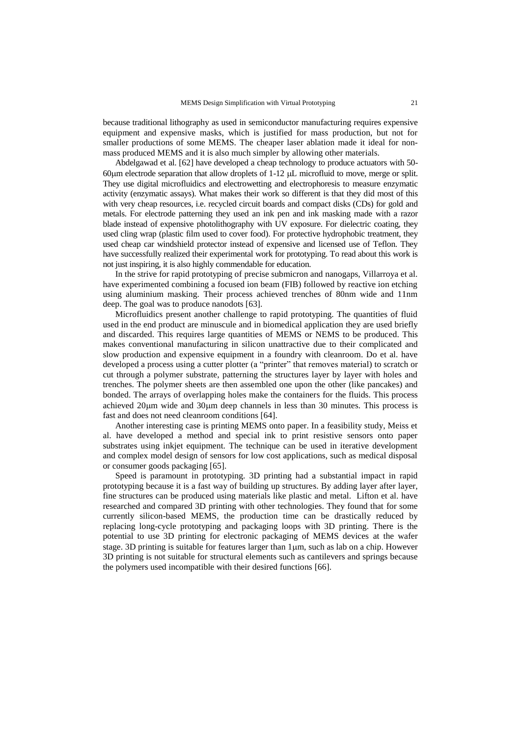because traditional lithography as used in semiconductor manufacturing requires expensive equipment and expensive masks, which is justified for mass production, but not for smaller productions of some MEMS. The cheaper laser ablation made it ideal for non-mass produced MEMS and it is also much simpler by allowing other materials.

Abdelgawad et al. [62] have developed a cheap technology to produce actuators with 50-60μm electrode separation that allow droplets of 1-12 μL microfluid to move, merge or split. They use digital microfluidics and electrowetting and electrophoresis to measure enzymatic activity (enzymatic assays). What makes their work so different is that they did most of this with very cheap resources, i.e. recycled circuit boards and compact disks (CDs) for gold and metals. For electrode patterning they used an ink pen and ink masking made with a razor blade instead of expensive photolithography with UV exposure. For dielectric coating, they used cling wrap (plastic film used to cover food). For protective hydrophobic treatment, they used cheap car windshield protector instead of expensive and licensed use of Teflon. They have successfully realized their experimental work for prototyping. To read about this work is not just inspiring, it is also highly commendable for education.

In the strive for rapid prototyping of precise submicron and nanogaps, Villarroya et al. have experimented combining a focused ion beam (FIB) followed by reactive ion etching using aluminium masking. Their process achieved trenches of 80nm wide and 11nm deep. The goal was to produce nanodots [63].

Microfluidics present another challenge to rapid prototyping. The quantities of fluid used in the end product are minuscule and in biomedical application they are used briefly and discarded. This requires large quantities of MEMS or NEMS to be produced. This makes conventional manufacturing in silicon unattractive due to their complicated and slow production and expensive equipment in a foundry with cleanroom. Do et al. have developed a process using a cutter plotter (a "printer" that removes material) to scratch or cut through a polymer substrate, patterning the structures layer by layer with holes and trenches. The polymer sheets are then assembled one upon the other (like pancakes) and bonded. The arrays of overlapping holes make the containers for the fluids. This process achieved 20μm wide and 30μm deep channels in less than 30 minutes. This process is fast and does not need cleanroom conditions [64].

Another interesting case is printing MEMS onto paper. In a feasibility study, Meiss et al. have developed a method and special ink to print resistive sensors onto paper substrates using inkjet equipment. The technique can be used in iterative development and complex model design of sensors for low cost applications, such as medical disposal or consumer goods packaging [65].

Speed is paramount in prototyping. 3D printing had a substantial impact in rapid prototyping because it is a fast way of building up structures. By adding layer after layer, fine structures can be produced using materials like plastic and metal. Lifton et al. have researched and compared 3D printing with other technologies. They found that for some currently silicon-based MEMS, the production time can be drastically reduced by replacing long-cycle prototyping and packaging loops with 3D printing. There is the potential to use 3D printing for electronic packaging of MEMS devices at the wafer stage. 3D printing is suitable for features larger than 1μm, such as lab on a chip. However 3D printing is not suitable for structural elements such as cantilevers and springs because the polymers used incompatible with their desired functions [66].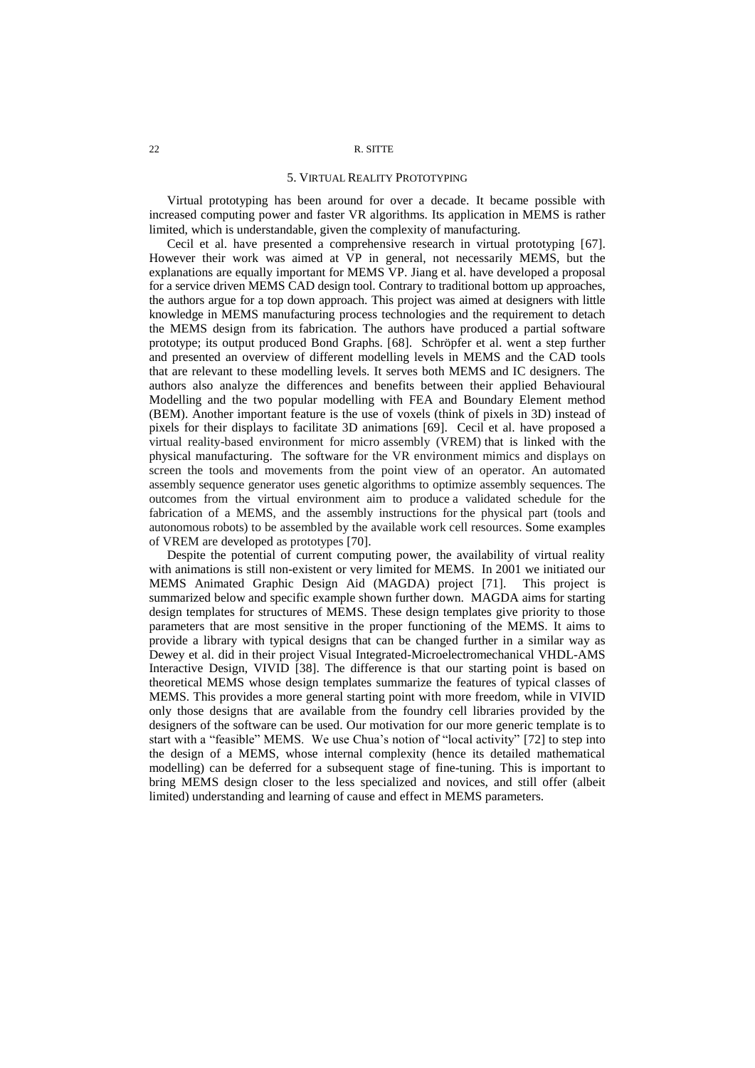## 5. Virtual Reality Prototyping

Virtual prototyping has been around for over a decade. It became possible with increased computing power and faster VR algorithms. Its application in MEMS is rather limited, which is understandable, given the complexity of manufacturing.

Cecil et al. have presented a comprehensive research in virtual prototyping [67]. However their work was aimed at VP in general, not necessarily MEMS, but the explanations are equally important for MEMS VP. Jiang et al. have developed a proposal for a service driven MEMS CAD design tool. Contrary to traditional bottom up approaches, the authors argue for a top down approach. This project was aimed at designers with little knowledge in MEMS manufacturing process technologies and the requirement to detach the MEMS design from its fabrication. The authors have produced a partial software prototype; its output produced Bond Graphs. [68]. Schröpfer et al. went a step further and presented an overview of different modelling levels in MEMS and the CAD tools that are relevant to these modelling levels. It serves both MEMS and IC designers. The authors also analyze the differences and benefits between their applied Behavioural Modelling and the two popular modelling with FEA and Boundary Element method (BEM). Another important feature is the use of voxels (think of pixels in 3D) instead of pixels for their displays to facilitate 3D animations [69]. Cecil et al. have proposed a virtual reality-based environment for micro assembly (VREM) that is linked with the physical manufacturing. The software for the VR environment mimics and displays on screen the tools and movements from the point view of an operator. An automated assembly sequence generator uses genetic algorithms to optimize assembly sequences. The outcomes from the virtual environment aim to produce a validated schedule for the fabrication of a MEMS, and the assembly instructions for the physical part (tools and autonomous robots) to be assembled by the available work cell resources. Some examples of VREM are developed as prototypes [70].

Despite the potential of current computing power, the availability of virtual reality with animations is still non-existent or very limited for MEMS. In 2001 we initiated our MEMS Animated Graphic Design Aid (MAGDA) project [71]. This project is summarized below and specific example shown further down. MAGDA aims for starting design templates for structures of MEMS. These design templates give priority to those parameters that are most sensitive in the proper functioning of the MEMS. It aims to provide a library with typical designs that can be changed further in a similar way as Dewey et al. did in their project Visual Integrated-Microelectromechanical VHDL-AMS Interactive Design, VIVID [38]. The difference is that our starting point is based on theoretical MEMS whose design templates summarize the features of typical classes of MEMS. This provides a more general starting point with more freedom, while in VIVID only those designs that are available from the foundry cell libraries provided by the designers of the software can be used. Our motivation for our more generic template is to start with a "feasible" MEMS. We use Chua's notion of "local activity" [72] to step into the design of a MEMS, whose internal complexity (hence its detailed mathematical modelling) can be deferred for a subsequent stage of fine-tuning. This is important to bring MEMS design closer to the less specialized and novices, and still offer (albeit limited) understanding and learning of cause and effect in MEMS parameters.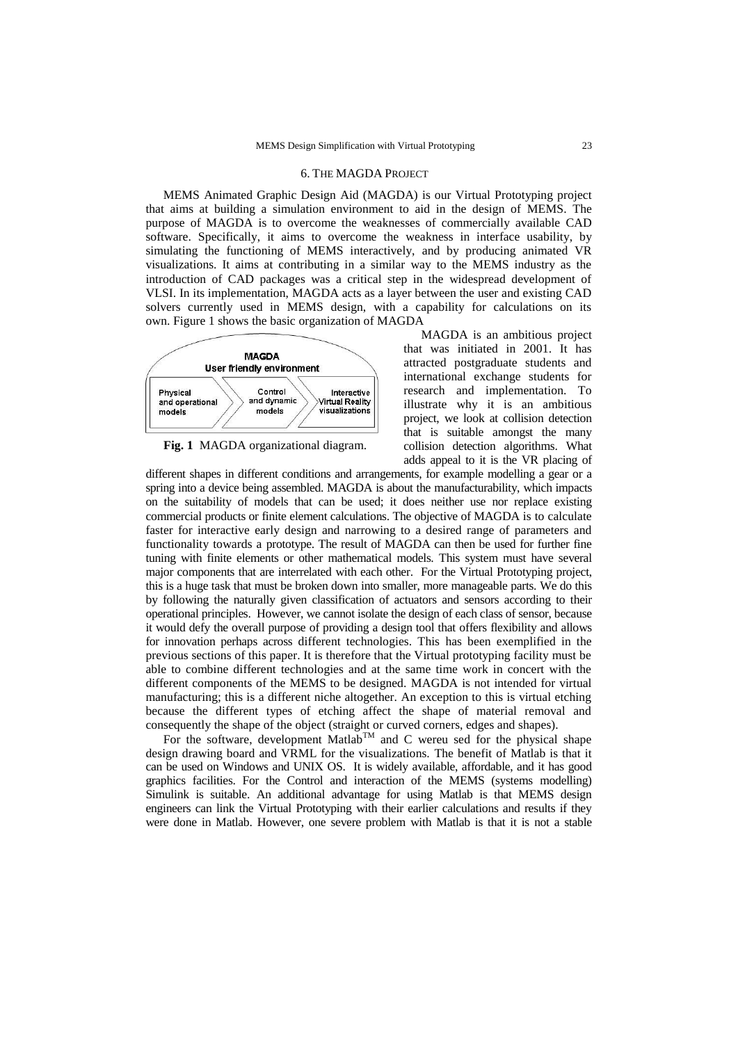## 6. THE MAGDA PROJECT

MEMS Animated Graphic Design Aid (MAGDA) is our Virtual Prototyping project that aims at building a simulation environment to aid in the design of MEMS. The purpose of MAGDA is to overcome the weaknesses of commercially available CAD software. Specifically, it aims to overcome the weakness in interface usability, by simulating the functioning of MEMS interactively, and by producing animated VR visualizations. It aims at contributing in a similar way to the MEMS industry as the introduction of CAD packages was a critical step in the widespread development of VLSI. In its implementation, MAGDA acts as a layer between the user and existing CAD solvers currently used in MEMS design, with a capability for calculations on its own. Figure 1 shows the basic organization of MAGDA

MAGDA
User friendly environment

Physical and operational models | Control and dynamic models | Interactive Virtual Reality visualizations

**Fig. 1** MAGDA organizational diagram.

MAGDA is an ambitious project that was initiated in 2001. It has attracted postgraduate students and international exchange students for research and implementation. To illustrate why it is an ambitious project, we look at collision detection that is suitable amongst the many collision detection algorithms. What adds appeal to it is the VR placing of different shapes in different conditions and arrangements, for example modelling a gear or a spring into a device being assembled. MAGDA is about the manufacturability, which impacts on the suitability of models that can be used; it does neither use nor replace existing commercial products or finite element calculations. The objective of MAGDA is to calculate faster for interactive early design and narrowing to a desired range of parameters and functionality towards a prototype. The result of MAGDA can then be used for further fine tuning with finite elements or other mathematical models. This system must have several major components that are interrelated with each other. For the Virtual Prototyping project, this is a huge task that must be broken down into smaller, more manageable parts. We do this by following the naturally given classification of actuators and sensors according to their operational principles. However, we cannot isolate the design of each class of sensor, because it would defy the overall purpose of providing a design tool that offers flexibility and allows for innovation perhaps across different technologies. This has been exemplified in the previous sections of this paper. It is therefore that the Virtual prototyping facility must be able to combine different technologies and at the same time work in concert with the different components of the MEMS to be designed. MAGDA is not intended for virtual manufacturing; this is a different niche altogether. An exception to this is virtual etching because the different types of etching affect the shape of material removal and consequently the shape of the object (straight or curved corners, edges and shapes).

For the software, development Matlab™ and C wereu sed for the physical shape design drawing board and VRML for the visualizations. The benefit of Matlab is that it can be used on Windows and UNIX OS. It is widely available, affordable, and it has good graphics facilities. For the Control and interaction of the MEMS (systems modelling) Simulink is suitable. An additional advantage for using Matlab is that MEMS design engineers can link the Virtual Prototyping with their earlier calculations and results if they were done in Matlab. However, one severe problem with Matlab is that it is not a stable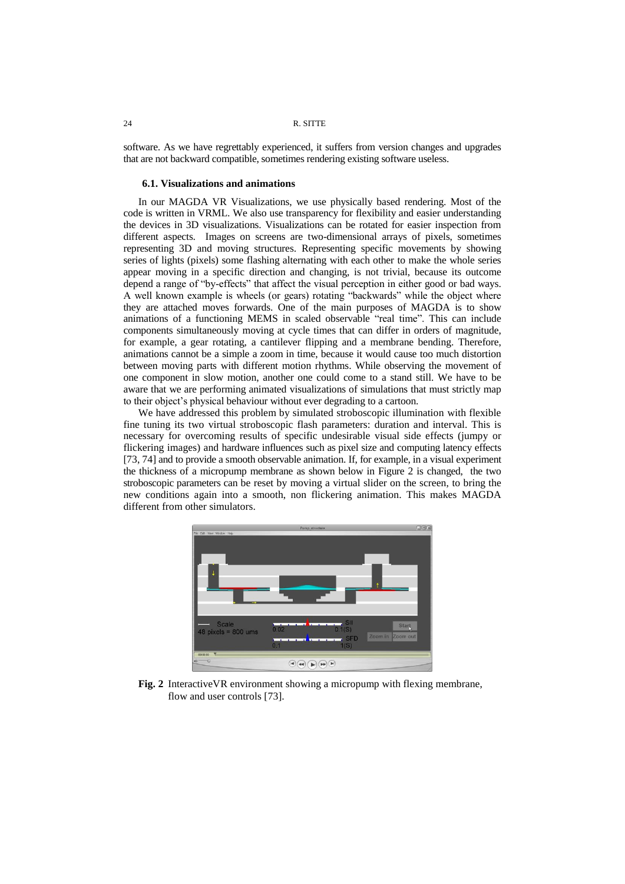software. As we have regrettably experienced, it suffers from version changes and upgrades that are not backward compatible, sometimes rendering existing software useless.

### 6.1. Visualizations and animations

In our MAGDA VR Visualizations, we use physically based rendering. Most of the code is written in VRML. We also use transparency for flexibility and easier understanding the devices in 3D visualizations. Visualizations can be rotated for easier inspection from different aspects. Images on screens are two-dimensional arrays of pixels, sometimes representing 3D and moving structures. Representing specific movements by showing series of lights (pixels) some flashing alternating with each other to make the whole series appear moving in a specific direction and changing, is not trivial, because its outcome depend a range of "by-effects" that affect the visual perception in either good or bad ways. A well known example is wheels (or gears) rotating "backwards" while the object where they are attached moves forwards. One of the main purposes of MAGDA is to show animations of a functioning MEMS in scaled observable "real time". This can include components simultaneously moving at cycle times that can differ in orders of magnitude, for example, a gear rotating, a cantilever flipping and a membrane bending. Therefore, animations cannot be a simple a zoom in time, because it would cause too much distortion between moving parts with different motion rhythms. While observing the movement of one component in slow motion, another one could come to a stand still. We have to be aware that we are performing animated visualizations of simulations that must strictly map to their object's physical behaviour without ever degrading to a cartoon.

We have addressed this problem by simulated stroboscopic illumination with flexible fine tuning its two virtual stroboscopic flash parameters: duration and interval. This is necessary for overcoming results of specific undesirable visual side effects (jumpy or flickering images) and hardware influences such as pixel size and computing latency effects [73, 74] and to provide a smooth observable animation. If, for example, in a visual experiment the thickness of a micropump membrane as shown below in Figure 2 is changed, the two stroboscopic parameters can be reset by moving a virtual slider on the screen, to bring the new conditions again into a smooth, non flickering animation. This makes MAGDA different from other simulators.

**Fig. 2** InteractiveVR environment showing a micropump with flexing membrane, flow and user controls [73].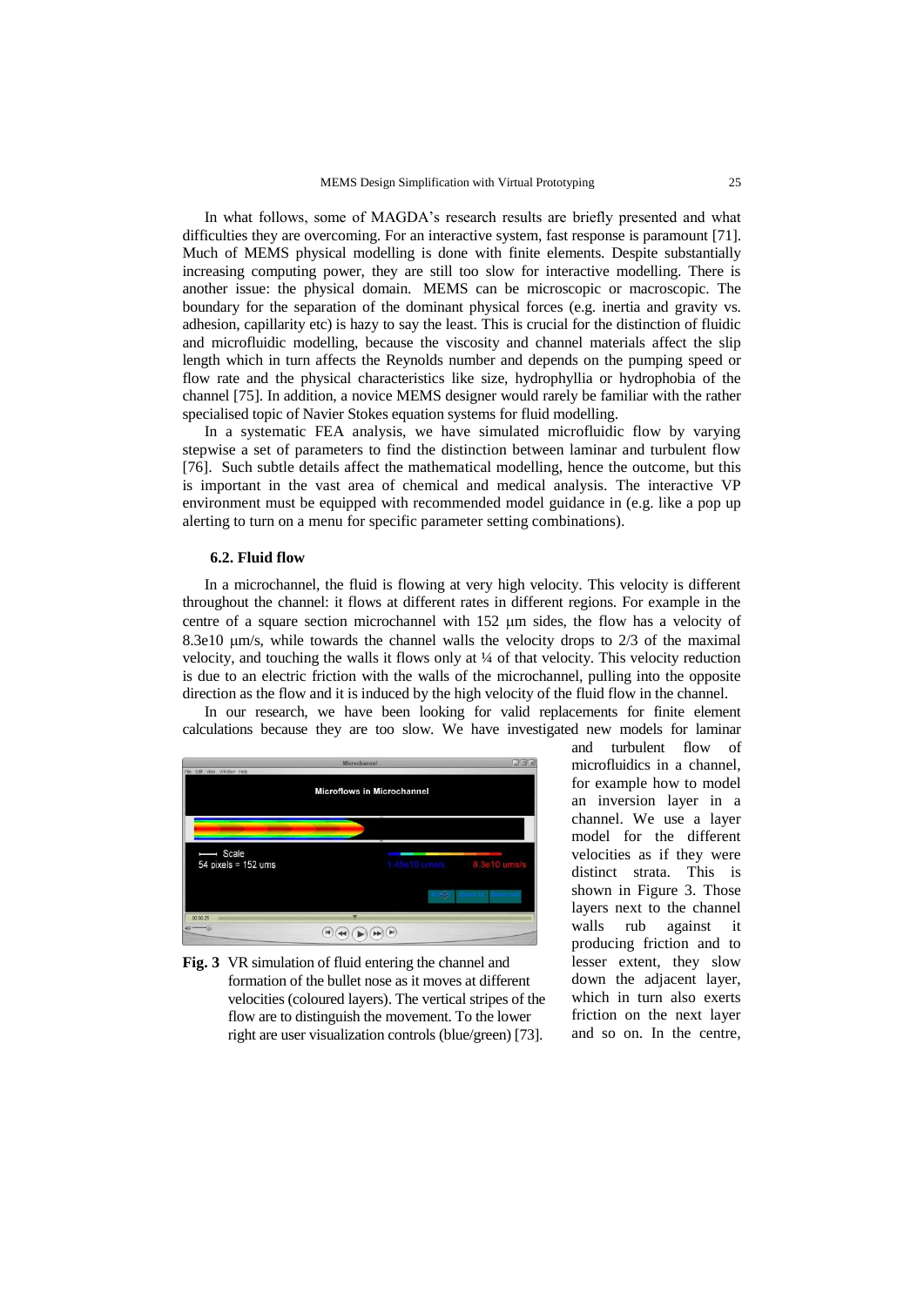In what follows, some of MAGDA's research results are briefly presented and what difficulties they are overcoming. For an interactive system, fast response is paramount [71]. Much of MEMS physical modelling is done with finite elements. Despite substantially increasing computing power, they are still too slow for interactive modelling. There is another issue: the physical domain. MEMS can be microscopic or macroscopic. The boundary for the separation of the dominant physical forces (e.g. inertia and gravity vs. adhesion, capillarity etc) is hazy to say the least. This is crucial for the distinction of fluidic and microfluidic modelling, because the viscosity and channel materials affect the slip length which in turn affects the Reynolds number and depends on the pumping speed or flow rate and the physical characteristics like size, hydrophyllia or hydrophobia of the channel [75]. In addition, a novice MEMS designer would rarely be familiar with the rather specialised topic of Navier Stokes equation systems for fluid modelling.

In a systematic FEA analysis, we have simulated microfluidic flow by varying stepwise a set of parameters to find the distinction between laminar and turbulent flow [76]. Such subtle details affect the mathematical modelling, hence the outcome, but this is important in the vast area of chemical and medical analysis. The interactive VP environment must be equipped with recommended model guidance in (e.g. like a pop up alerting to turn on a menu for specific parameter setting combinations).

### 6.2. Fluid flow

In a microchannel, the fluid is flowing at very high velocity. This velocity is different throughout the channel: it flows at different rates in different regions. For example in the centre of a square section microchannel with 152 μm sides, the flow has a velocity of 8.3e10 μm/s, while towards the channel walls the velocity drops to 2/3 of the maximal velocity, and touching the walls it flows only at ¼ of that velocity. This velocity reduction is due to an electric friction with the walls of the microchannel, pulling into the opposite direction as the flow and it is induced by the high velocity of the fluid flow in the channel.

In our research, we have been looking for valid replacements for finite element calculations because they are too slow. We have investigated new models for laminar and turbulent flow of microfluidics in a channel, for example how to model an inversion layer in a channel. We use a layer model for the different velocities as if they were distinct strata. This is shown in Figure 3. Those layers next to the channel walls rub against it producing friction and to lesser extent, they slow down the adjacent layer, which in turn also exerts friction on the next layer and so on. In the centre,

**Fig. 3** VR simulation of fluid entering the channel and formation of the bullet nose as it moves at different velocities (coloured layers). The vertical stripes of the flow are to distinguish the movement. To the lower right are user visualization controls (blue/green) [73].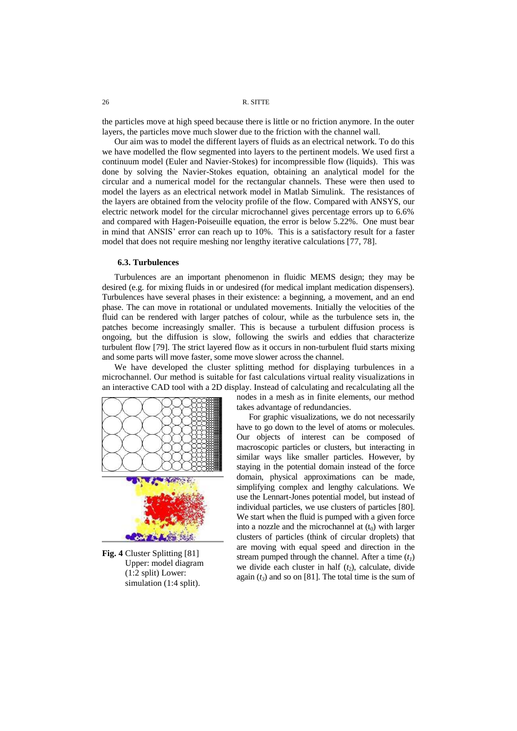the particles move at high speed because there is little or no friction anymore. In the outer layers, the particles move much slower due to the friction with the channel wall.

Our aim was to model the different layers of fluids as an electrical network. To do this we have modelled the flow segmented into layers to the pertinent models. We used first a continuum model (Euler and Navier-Stokes) for incompressible flow (liquids). This was done by solving the Navier-Stokes equation, obtaining an analytical model for the circular and a numerical model for the rectangular channels. These were then used to model the layers as an electrical network model in Matlab Simulink. The resistances of the layers are obtained from the velocity profile of the flow. Compared with ANSYS, our electric network model for the circular microchannel gives percentage errors up to 6.6% and compared with Hagen-Poiseuille equation, the error is below 5.22%. One must bear in mind that ANSIS' error can reach up to 10%. This is a satisfactory result for a faster model that does not require meshing nor lengthy iterative calculations [77, 78].

### 6.3. Turbulences

Turbulences are an important phenomenon in fluidic MEMS design; they may be desired (e.g. for mixing fluids in or undesired (for medical implant medication dispensers). Turbulences have several phases in their existence: a beginning, a movement, and an end phase. The can move in rotational or undulated movements. Initially the velocities of the fluid can be rendered with larger patches of colour, while as the turbulence sets in, the patches become increasingly smaller. This is because a turbulent diffusion process is ongoing, but the diffusion is slow, following the swirls and eddies that characterize turbulent flow [79]. The strict layered flow as it occurs in non-turbulent fluid starts mixing and some parts will move faster, some move slower across the channel.

We have developed the cluster splitting method for displaying turbulences in a microchannel. Our method is suitable for fast calculations virtual reality visualizations in an interactive CAD tool with a 2D display. Instead of calculating and recalculating all the nodes in a mesh as in finite elements, our method takes advantage of redundancies.

**Fig. 4** Cluster Splitting [81] Upper: model diagram (1:2 split) Lower: simulation (1:4 split).

For graphic visualizations, we do not necessarily have to go down to the level of atoms or molecules. Our objects of interest can be composed of macroscopic particles or clusters, but interacting in similar ways like smaller particles. However, by staying in the potential domain instead of the force domain, physical approximations can be made, simplifying complex and lengthy calculations. We use the Lennart-Jones potential model, but instead of individual particles, we use clusters of particles [80]. We start when the fluid is pumped with a given force into a nozzle and the microchannel at ($t_0$) with larger clusters of particles (think of circular droplets) that are moving with equal speed and direction in the stream pumped through the channel. After a time ($t_1$) we divide each cluster in half ($t_2$), calculate, divide again ($t_3$) and so on [81]. The total time is the sum of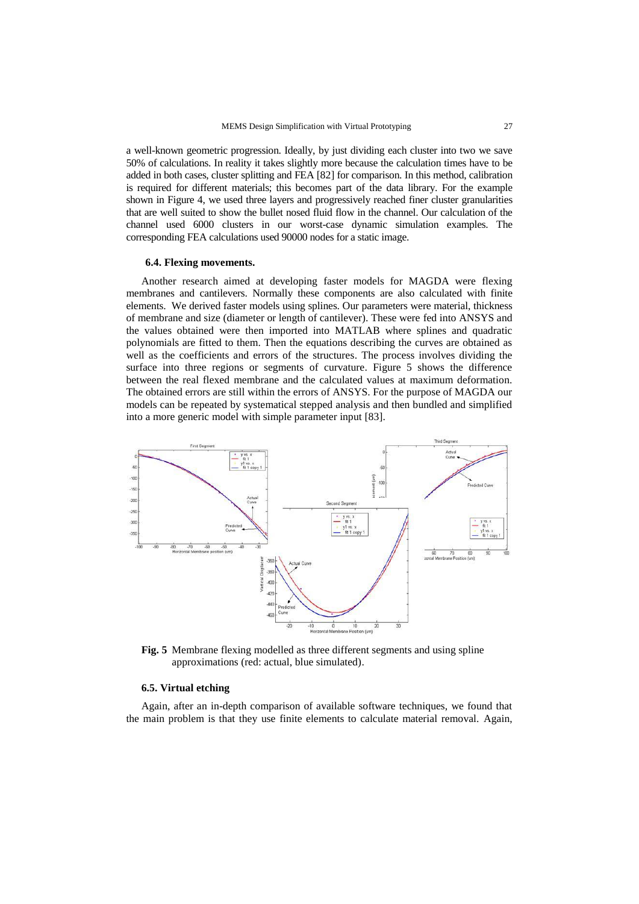a well-known geometric progression. Ideally, by just dividing each cluster into two we save 50% of calculations. In reality it takes slightly more because the calculation times have to be added in both cases, cluster splitting and FEA [82] for comparison. In this method, calibration is required for different materials; this becomes part of the data library. For the example shown in Figure 4, we used three layers and progressively reached finer cluster granularities that are well suited to show the bullet nosed fluid flow in the channel. Our calculation of the channel used 6000 clusters in our worst-case dynamic simulation examples. The corresponding FEA calculations used 90000 nodes for a static image.

### 6.4. Flexing movements.

Another research aimed at developing faster models for MAGDA were flexing membranes and cantilevers. Normally these components are also calculated with finite elements. We derived faster models using splines. Our parameters were material, thickness of membrane and size (diameter or length of cantilever). These were fed into ANSYS and the values obtained were then imported into MATLAB where splines and quadratic polynomials are fitted to them. Then the equations describing the curves are obtained as well as the coefficients and errors of the structures. The process involves dividing the surface into three regions or segments of curvature. Figure 5 shows the difference between the real flexed membrane and the calculated values at maximum deformation. The obtained errors are still within the errors of ANSYS. For the purpose of MAGDA our models can be repeated by systematical stepped analysis and then bundled and simplified into a more generic model with simple parameter input [83].

**Fig. 5** Membrane flexing modelled as three different segments and using spline approximations (red: actual, blue simulated).

### 6.5. Virtual etching

Again, after an in-depth comparison of available software techniques, we found that the main problem is that they use finite elements to calculate material removal. Again,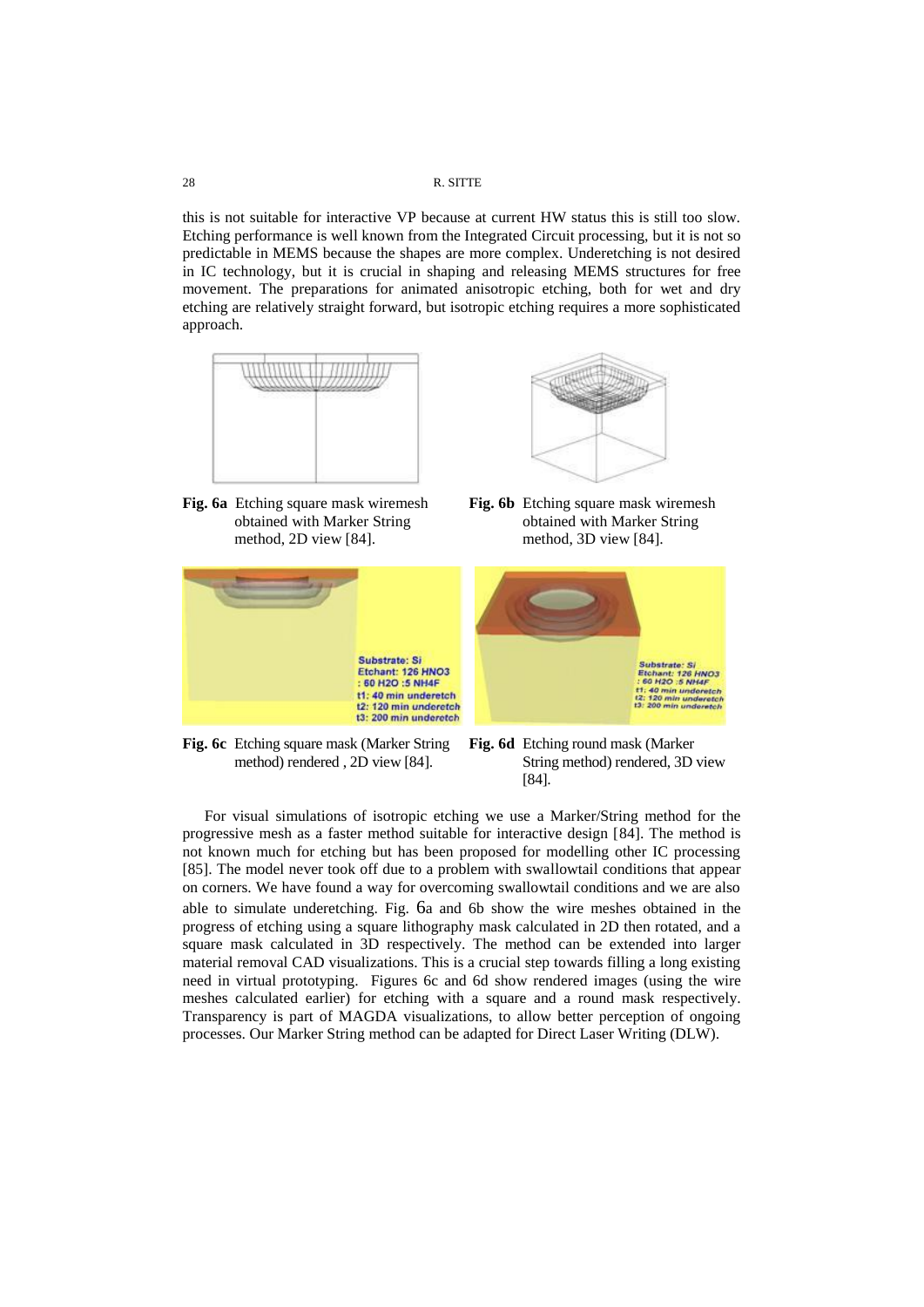this is not suitable for interactive VP because at current HW status this is still too slow. Etching performance is well known from the Integrated Circuit processing, but it is not so predictable in MEMS because the shapes are more complex. Underetching is not desired in IC technology, but it is crucial in shaping and releasing MEMS structures for free movement. The preparations for animated anisotropic etching, both for wet and dry etching are relatively straight forward, but isotropic etching requires a more sophisticated approach.

**Fig. 6a** Etching square mask wiremesh obtained with Marker String method, 2D view [84].

**Fig. 6b** Etching square mask wiremesh obtained with Marker String method, 3D view [84].

**Fig. 6c** Etching square mask (Marker String method) rendered , 2D view [84].

**Fig. 6d** Etching round mask (Marker String method) rendered, 3D view [84].

For visual simulations of isotropic etching we use a Marker/String method for the progressive mesh as a faster method suitable for interactive design [84]. The method is not known much for etching but has been proposed for modelling other IC processing [85]. The model never took off due to a problem with swallowtail conditions that appear on corners. We have found a way for overcoming swallowtail conditions and we are also able to simulate underetching. Fig. 6a and 6b show the wire meshes obtained in the progress of etching using a square lithography mask calculated in 2D then rotated, and a square mask calculated in 3D respectively. The method can be extended into larger material removal CAD visualizations. This is a crucial step towards filling a long existing need in virtual prototyping. Figures 6c and 6d show rendered images (using the wire meshes calculated earlier) for etching with a square and a round mask respectively. Transparency is part of MAGDA visualizations, to allow better perception of ongoing processes. Our Marker String method can be adapted for Direct Laser Writing (DLW).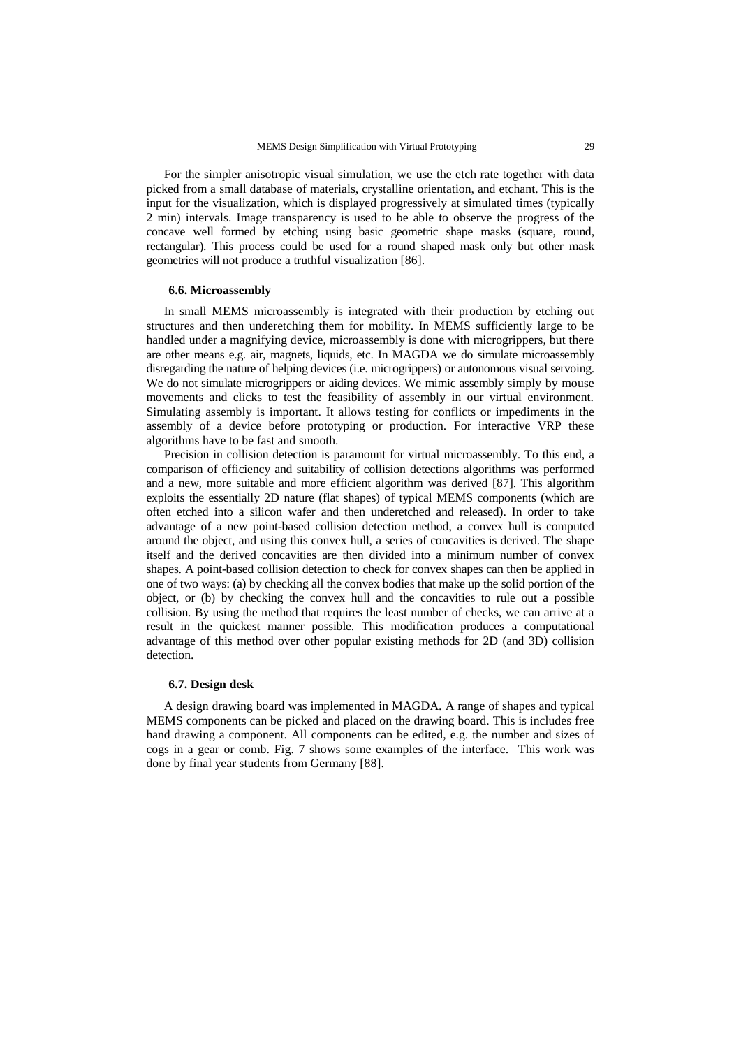For the simpler anisotropic visual simulation, we use the etch rate together with data picked from a small database of materials, crystalline orientation, and etchant. This is the input for the visualization, which is displayed progressively at simulated times (typically 2 min) intervals. Image transparency is used to be able to observe the progress of the concave well formed by etching using basic geometric shape masks (square, round, rectangular). This process could be used for a round shaped mask only but other mask geometries will not produce a truthful visualization [86].

### 6.6. Microassembly

In small MEMS microassembly is integrated with their production by etching out structures and then underetching them for mobility. In MEMS sufficiently large to be handled under a magnifying device, microassembly is done with microgrippers, but there are other means e.g. air, magnets, liquids, etc. In MAGDA we do simulate microassembly disregarding the nature of helping devices (i.e. microgrippers) or autonomous visual servoing. We do not simulate microgrippers or aiding devices. We mimic assembly simply by mouse movements and clicks to test the feasibility of assembly in our virtual environment. Simulating assembly is important. It allows testing for conflicts or impediments in the assembly of a device before prototyping or production. For interactive VRP these algorithms have to be fast and smooth.

Precision in collision detection is paramount for virtual microassembly. To this end, a comparison of efficiency and suitability of collision detections algorithms was performed and a new, more suitable and more efficient algorithm was derived [87]. This algorithm exploits the essentially 2D nature (flat shapes) of typical MEMS components (which are often etched into a silicon wafer and then underetched and released). In order to take advantage of a new point-based collision detection method, a convex hull is computed around the object, and using this convex hull, a series of concavities is derived. The shape itself and the derived concavities are then divided into a minimum number of convex shapes. A point-based collision detection to check for convex shapes can then be applied in one of two ways: (a) by checking all the convex bodies that make up the solid portion of the object, or (b) by checking the convex hull and the concavities to rule out a possible collision. By using the method that requires the least number of checks, we can arrive at a result in the quickest manner possible. This modification produces a computational advantage of this method over other popular existing methods for 2D (and 3D) collision detection.

### 6.7. Design desk

A design drawing board was implemented in MAGDA. A range of shapes and typical MEMS components can be picked and placed on the drawing board. This is includes free hand drawing a component. All components can be edited, e.g. the number and sizes of cogs in a gear or comb. Fig. 7 shows some examples of the interface. This work was done by final year students from Germany [88].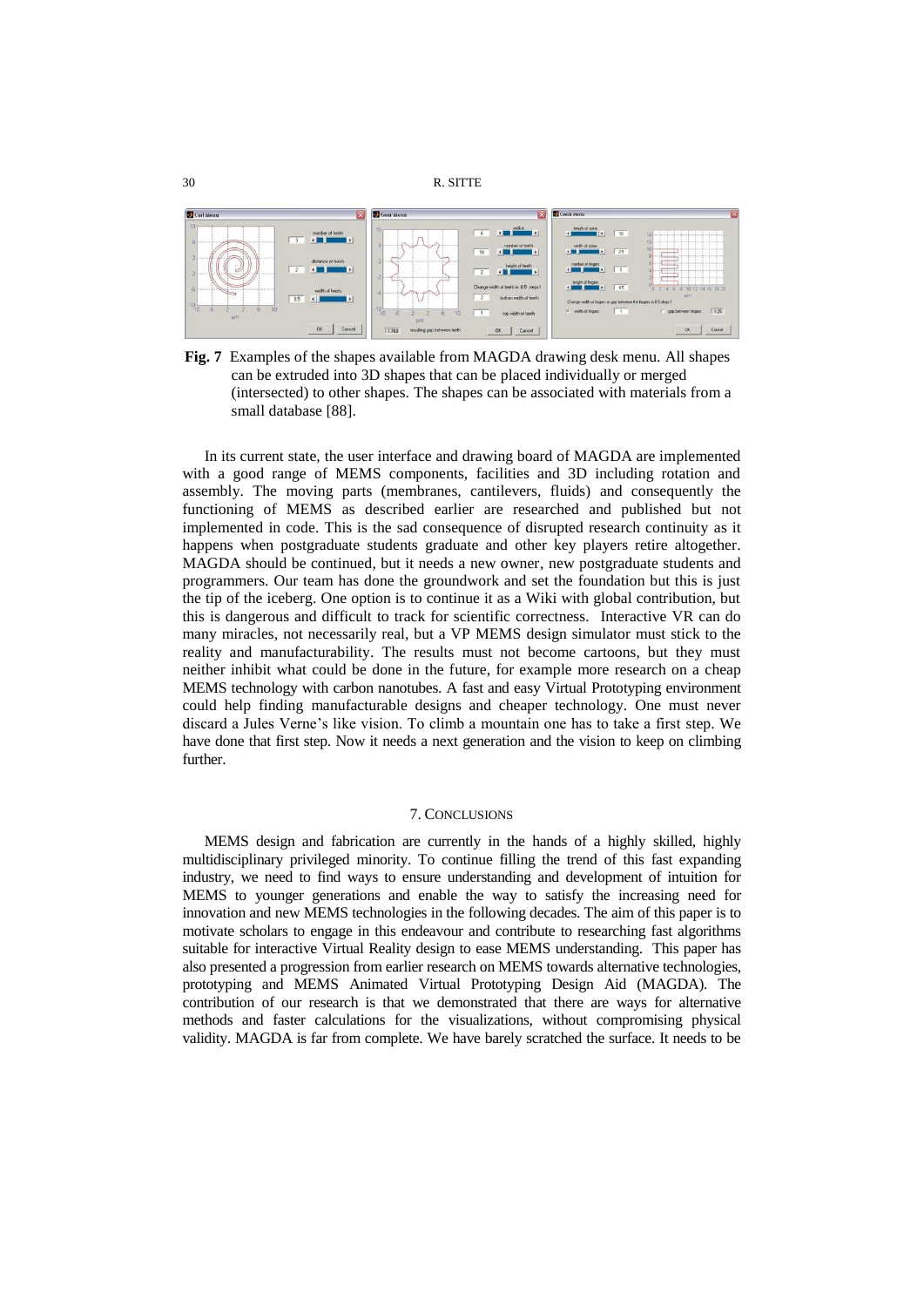**Fig. 7** Examples of the shapes available from MAGDA drawing desk menu. All shapes can be extruded into 3D shapes that can be placed individually or merged (intersected) to other shapes. The shapes can be associated with materials from a small database [88].

In its current state, the user interface and drawing board of MAGDA are implemented with a good range of MEMS components, facilities and 3D including rotation and assembly. The moving parts (membranes, cantilevers, fluids) and consequently the functioning of MEMS as described earlier are researched and published but not implemented in code. This is the sad consequence of disrupted research continuity as it happens when postgraduate students graduate and other key players retire altogether. MAGDA should be continued, but it needs a new owner, new postgraduate students and programmers. Our team has done the groundwork and set the foundation but this is just the tip of the iceberg. One option is to continue it as a Wiki with global contribution, but this is dangerous and difficult to track for scientific correctness. Interactive VR can do many miracles, not necessarily real, but a VP MEMS design simulator must stick to the reality and manufacturability. The results must not become cartoons, but they must neither inhibit what could be done in the future, for example more research on a cheap MEMS technology with carbon nanotubes. A fast and easy Virtual Prototyping environment could help finding manufacturable designs and cheaper technology. One must never discard a Jules Verne's like vision. To climb a mountain one has to take a first step. We have done that first step. Now it needs a next generation and the vision to keep on climbing further.

## 7. Conclusions

MEMS design and fabrication are currently in the hands of a highly skilled, highly multidisciplinary privileged minority. To continue filling the trend of this fast expanding industry, we need to find ways to ensure understanding and development of intuition for MEMS to younger generations and enable the way to satisfy the increasing need for innovation and new MEMS technologies in the following decades. The aim of this paper is to motivate scholars to engage in this endeavour and contribute to researching fast algorithms suitable for interactive Virtual Reality design to ease MEMS understanding. This paper has also presented a progression from earlier research on MEMS towards alternative technologies, prototyping and MEMS Animated Virtual Prototyping Design Aid (MAGDA). The contribution of our research is that we demonstrated that there are ways for alternative methods and faster calculations for the visualizations, without compromising physical validity. MAGDA is far from complete. We have barely scratched the surface. It needs to be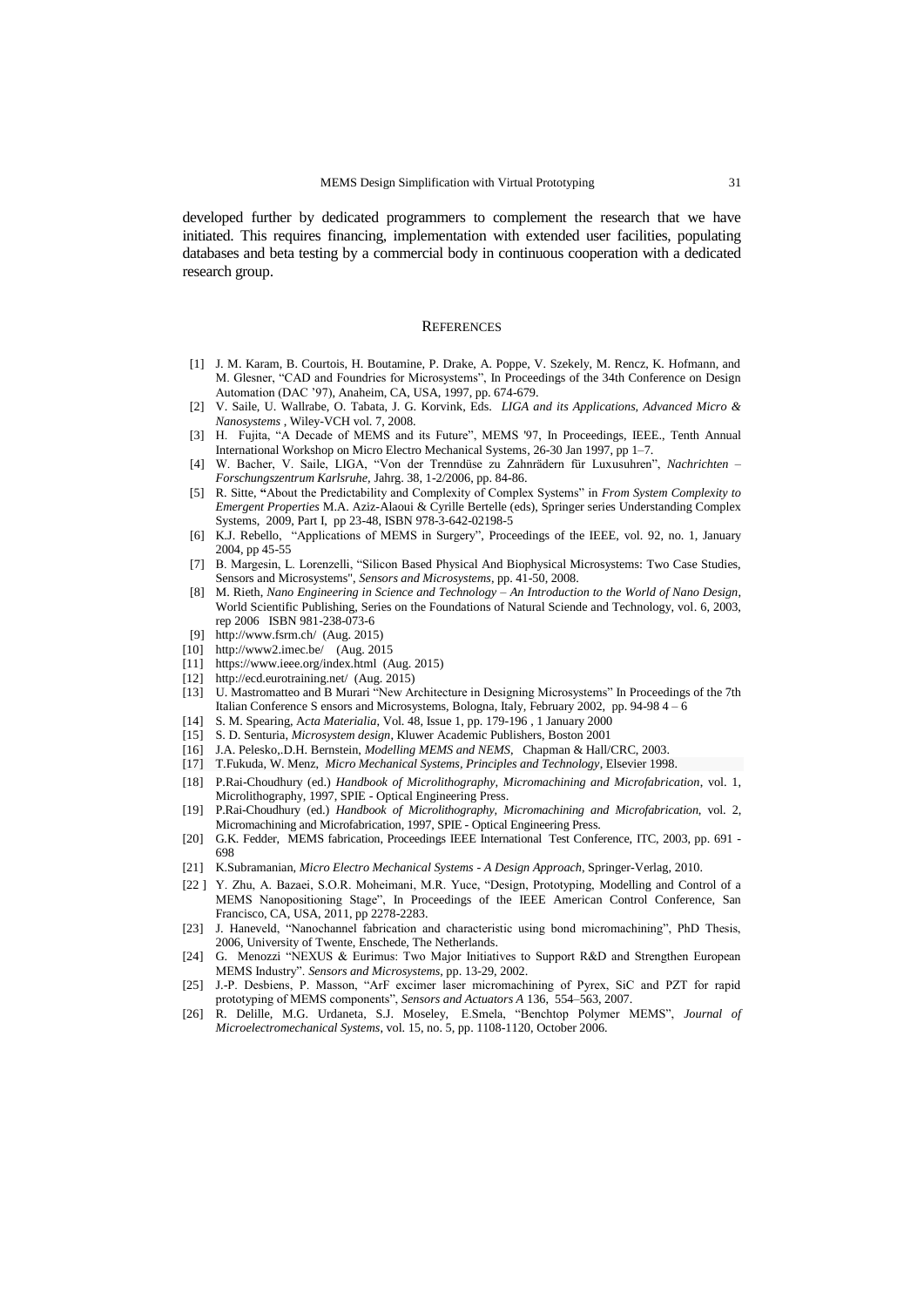developed further by dedicated programmers to complement the research that we have initiated. This requires financing, implementation with extended user facilities, populating databases and beta testing by a commercial body in continuous cooperation with a dedicated research group.

## REFERENCES

[1] J. M. Karam, B. Courtois, H. Boutamine, P. Drake, A. Poppe, V. Szekely, M. Rencz, K. Hofmann, and M. Glesner, "CAD and Foundries for Microsystems", In Proceedings of the 34th Conference on Design Automation (DAC '97), Anaheim, CA, USA, 1997, pp. 674-679.

[2] V. Saile, U. Wallrabe, O. Tabata, J. G. Korvink, Eds. *LIGA and its Applications, Advanced Micro & Nanosystems* , Wiley-VCH vol. 7, 2008.

[3] H. Fujita, "A Decade of MEMS and its Future", MEMS '97, In Proceedings, IEEE., Tenth Annual International Workshop on Micro Electro Mechanical Systems, 26-30 Jan 1997, pp 1–7.

[4] W. Bacher, V. Saile, LIGA, "Von der Trenndüse zu Zahnrädern für Luxusuhren", *Nachrichten – Forschungszentrum Karlsruhe*, Jahrg. 38, 1-2/2006, pp. 84-86.

[5] R. Sitte, "About the Predictability and Complexity of Complex Systems" in *From System Complexity to Emergent Properties* M.A. Aziz-Alaoui & Cyrille Bertelle (eds), Springer series Understanding Complex Systems, 2009, Part I, pp 23-48, ISBN 978-3-642-02198-5

[6] K.J. Rebello, "Applications of MEMS in Surgery", Proceedings of the IEEE, vol. 92, no. 1, January 2004, pp 45-55

[7] B. Margesin, L. Lorenzelli, "Silicon Based Physical And Biophysical Microsystems: Two Case Studies, Sensors and Microsystems", *Sensors and Microsystems*, pp. 41-50, 2008.

[8] M. Rieth, *Nano Engineering in Science and Technology – An Introduction to the World of Nano Design*, World Scientific Publishing, Series on the Foundations of Natural Sciende and Technology, vol. 6, 2003, rep 2006 ISBN 981-238-073-6

[9] http://www.fsrm.ch/ (Aug. 2015)

[10] http://www2.imec.be/ (Aug. 2015

[11] https://www.ieee.org/index.html (Aug. 2015)

[12] http://ecd.eurotraining.net/ (Aug. 2015)

[13] U. Mastromatteo and B Murari "New Architecture in Designing Microsystems" In Proceedings of the 7th Italian Conference S ensors and Microsystems, Bologna, Italy, February 2002, pp. 94-98 4 – 6

[14] S. M. Spearing, A*cta Materialia*, Vol. 48, Issue 1, pp. 179-196 , 1 January 2000

[15] S. D. Senturia, *Microsystem design*, Kluwer Academic Publishers, Boston 2001

[16] J.A. Pelesko,.D.H. Bernstein, *Modelling MEMS and NEMS*, Chapman & Hall/CRC, 2003.

[17] T.Fukuda, W. Menz, *Micro Mechanical Systems, Principles and Technology*, Elsevier 1998.

[18] P.Rai-Choudhury (ed.) *Handbook of Microlithography, Micromachining and Microfabrication*, vol. 1, Microlithography, 1997, SPIE - Optical Engineering Press.

[19] P.Rai-Choudhury (ed.) *Handbook of Microlithography, Micromachining and Microfabrication*, vol. 2, Micromachining and Microfabrication, 1997, SPIE - Optical Engineering Press.

[20] G.K. Fedder, MEMS fabrication, Proceedings IEEE International Test Conference, ITC, 2003, pp. 691 - 698

[21] K.Subramanian, *Micro Electro Mechanical Systems - A Design Approach*, Springer-Verlag, 2010.

[22 ] Y. Zhu, A. Bazaei, S.O.R. Moheimani, M.R. Yuce, "Design, Prototyping, Modelling and Control of a MEMS Nanopositioning Stage", In Proceedings of the IEEE American Control Conference, San Francisco, CA, USA, 2011, pp 2278-2283.

[23] J. Haneveld, "Nanochannel fabrication and characteristic using bond micromachining", PhD Thesis, 2006, University of Twente, Enschede, The Netherlands.

[24] G. Menozzi "NEXUS & Eurimus: Two Major Initiatives to Support R&D and Strengthen European MEMS Industry". *Sensors and Microsystems*, pp. 13-29, 2002.

[25] J.-P. Desbiens, P. Masson, "ArF excimer laser micromachining of Pyrex, SiC and PZT for rapid prototyping of MEMS components", *Sensors and Actuators A* 136, 554–563, 2007.

[26] R. Delille, M.G. Urdaneta, S.J. Moseley, E.Smela, "Benchtop Polymer MEMS", *Journal of Microelectromechanical Systems*, vol. 15, no. 5, pp. 1108-1120, October 2006.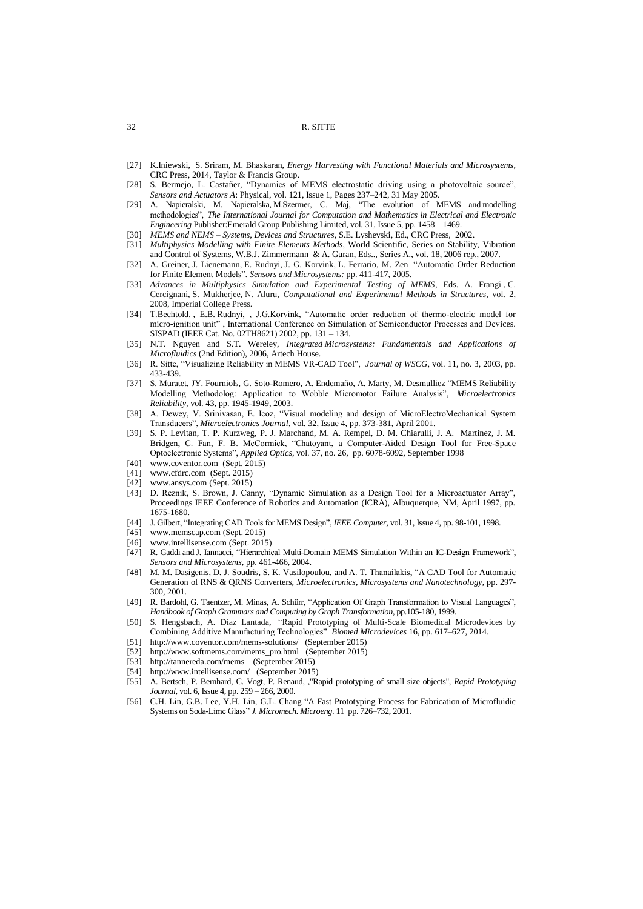[27] K.Iniewski, S. Sriram, M. Bhaskaran, *Energy Harvesting with Functional Materials and Microsystems*, CRC Press, 2014, Taylor & Francis Group.

[28] S. Bermejo, L. Castañer, "Dynamics of MEMS electrostatic driving using a photovoltaic source", *Sensors and Actuators A*: Physical, vol. 121, Issue 1, Pages 237–242, 31 May 2005.

[29] A. Napieralski, M. Napieralska, M.Szermer, C. Maj, "The evolution of MEMS and modelling methodologies", *The International Journal for Computation and Mathematics in Electrical and Electronic Engineering* Publisher:Emerald Group Publishing Limited, vol. 31, Issue 5, pp. 1458 – 1469.

[30] *MEMS and NEMS – Systems, Devices and Structures*, S.E. Lyshevski, Ed., CRC Press, 2002.

[31] *Multiphysics Modelling with Finite Elements Methods*, World Scientific, Series on Stability, Vibration and Control of Systems, W.B.J. Zimmermann & A. Guran, Eds.., Series A., vol. 18, 2006 rep., 2007.

[32] A. Greiner, J. Lienemann, E. Rudnyi, J. G. Korvink, L. Ferrario, M. Zen "Automatic Order Reduction for Finite Element Models". *Sensors and Microsystems:* pp. 411-417, 2005.

[33] *Advances in Multiphysics Simulation and Experimental Testing of MEMS*, Eds. A. Frangi , C. Cercignani, S. Mukherjee, N. Aluru, *Computational and Experimental Methods in Structures*, vol. 2, 2008, Imperial College Press.

[34] T.Bechtold, , E.B. Rudnyi, , J.G.Korvink, "Automatic order reduction of thermo-electric model for micro-ignition unit" , International Conference on Simulation of Semiconductor Processes and Devices. SISPAD (IEEE Cat. No. 02TH8621) 2002, pp. 131 – 134.

[35] N.T. Nguyen and S.T. Wereley, *Integrated Microsystems: Fundamentals and Applications of Microfluidics* (2nd Edition), 2006, Artech House.

[36] R. Sitte, "Visualizing Reliability in MEMS VR-CAD Tool", *Journal of WSCG*, vol. 11, no. 3, 2003, pp. 433-439.

[37] S. Muratet, JY. Fourniols, G. Soto-Romero, A. Endemaño, A. Marty, M. Desmulliez "MEMS Reliability Modelling Methodolog: Application to Wobble Micromotor Failure Analysis", *Microelectronics Reliability*, vol. 43, pp. 1945-1949, 2003.

[38] A. Dewey, V. Srinivasan, E. Icoz, "Visual modeling and design of MicroElectroMechanical System Transducers", *Microelectronics Journal*, vol. 32, Issue 4, pp. 373-381, April 2001.

[39] S. P. Levitan, T. P. Kurzweg, P. J. Marchand, M. A. Rempel, D. M. Chiarulli, J. A. Martinez, J. M. Bridgen, C. Fan, F. B. McCormick, "Chatoyant, a Computer-Aided Design Tool for Free-Space Optoelectronic Systems", *Applied Optics*, vol. 37, no. 26, pp. 6078-6092, September 1998

[40] www.coventor.com (Sept. 2015)

[41] www.cfdrc.com (Sept. 2015)

[42] www.ansys.com (Sept. 2015)

[43] D. Reznik, S. Brown, J. Canny, "Dynamic Simulation as a Design Tool for a Microactuator Array", Proceedings IEEE Conference of Robotics and Automation (ICRA), Albuquerque, NM, April 1997, pp. 1675-1680.

[44] J. Gilbert, "Integrating CAD Tools for MEMS Design", *IEEE Computer*, vol. 31, Issue 4, pp. 98-101, 1998.

[45] www.memscap.com (Sept. 2015)

[46] www.intellisense.com (Sept. 2015)

[47] R. Gaddi and J. Iannacci, "Hierarchical Multi-Domain MEMS Simulation Within an IC-Design Framework", *Sensors and Microsystems*, pp. 461-466, 2004.

[48] M. M. Dasigenis, D. J. Soudris, S. K. Vasilopoulou, and A. T. Thanailakis, "A CAD Tool for Automatic Generation of RNS & QRNS Converters, *Microelectronics, Microsystems and Nanotechnology*, pp. 297-300, 2001.

[49] R. Bardohl, G. Taentzer, M. Minas, A. Schürr, "Application Of Graph Transformation to Visual Languages", *Handbook of Graph Grammars and Computing by Graph Transformation*, pp.105-180, 1999.

[50] S. Hengsbach, A. Díaz Lantada, "Rapid Prototyping of Multi-Scale Biomedical Microdevices by Combining Additive Manufacturing Technologies" *Biomed Microdevices* 16, pp. 617–627, 2014.

[51] http://www.coventor.com/mems-solutions/ (September 2015)

[52] http://www.softmems.com/mems_pro.html (September 2015)

[53] http://tannereda.com/mems (September 2015)

[54] http://www.intellisense.com/ (September 2015)

[55] A. Bertsch, P. Bernhard, C. Vogt, P. Renaud, ,"Rapid prototyping of small size objects", *Rapid Prototyping Journal*, vol. 6, Issue 4, pp. 259 – 266, 2000.

[56] C.H. Lin, G.B. Lee, Y.H. Lin, G.L. Chang "A Fast Prototyping Process for Fabrication of Microfluidic Systems on Soda-Lime Glass" *J. Micromech. Microeng.* 11 pp. 726–732, 2001.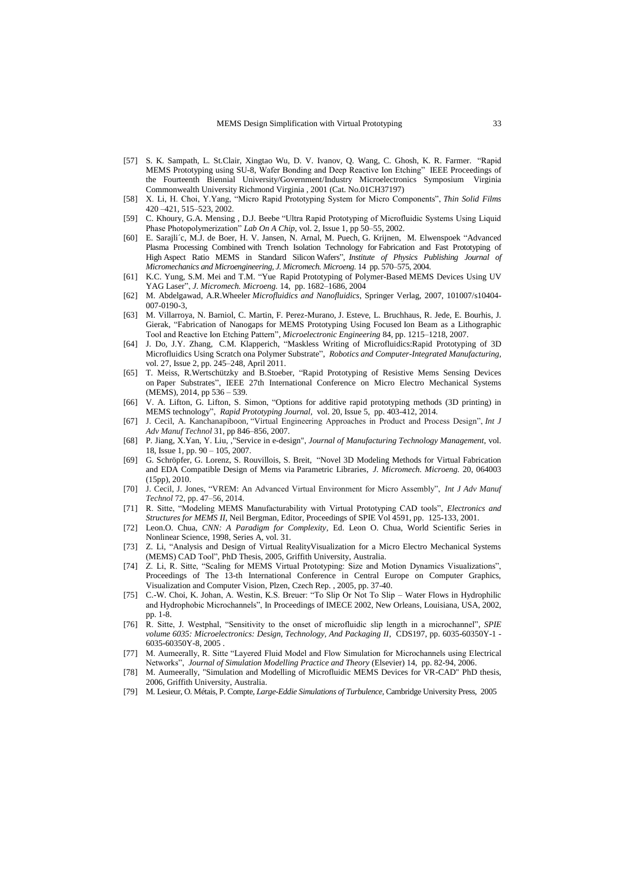[57] S. K. Sampath, L. St.Clair, Xingtao Wu, D. V. Ivanov, Q. Wang, C. Ghosh, K. R. Farmer. "Rapid MEMS Prototyping using SU-8, Wafer Bonding and Deep Reactive Ion Etching" IEEE Proceedings of the Fourteenth Biennial University/Government/Industry Microelectronics Symposium Virginia Commonwealth University Richmond Virginia , 2001 (Cat. No.01CH37197)

[58] X. Li, H. Choi, Y.Yang, "Micro Rapid Prototyping System for Micro Components", *Thin Solid Films* 420 –421, 515–523, 2002.

[59] C. Khoury, G.A. Mensing , D.J. Beebe "Ultra Rapid Prototyping of Microfluidic Systems Using Liquid Phase Photopolymerization" *Lab On A Chip*, vol. 2, Issue 1, pp 50–55, 2002.

[60] E. Sarajli´c, M.J. de Boer, H. V. Jansen, N. Arnal, M. Puech, G. Krijnen, M. Elwenspoek "Advanced Plasma Processing Combined with Trench Isolation Technology for Fabrication and Fast Prototyping of High Aspect Ratio MEMS in Standard Silicon Wafers", *Institute of Physics Publishing Journal of Micromechanics and Microengineering, J. Micromech. Microeng.* 14 pp. 570–575, 2004.

[61] K.C. Yung, S.M. Mei and T.M. "Yue Rapid Prototyping of Polymer-Based MEMS Devices Using UV YAG Laser", *J. Micromech. Microeng.* 14, pp. 1682–1686, 2004

[62] M. Abdelgawad, A.R.Wheeler *Microfluidics and Nanofluidics*, Springer Verlag, 2007, 101007/s10404-007-0190-3,

[63] M. Villarroya, N. Barniol, C. Martin, F. Perez-Murano, J. Esteve, L. Bruchhaus, R. Jede, E. Bourhis, J. Gierak, "Fabrication of Nanogaps for MEMS Prototyping Using Focused Ion Beam as a Lithographic Tool and Reactive Ion Etching Pattern", *Microelectronic Engineering* 84, pp. 1215–1218, 2007.

[64] J. Do, J.Y. Zhang, C.M. Klapperich, "Maskless Writing of Microfluidics:Rapid Prototyping of 3D Microfluidics Using Scratch ona Polymer Substrate", *Robotics and Computer-Integrated Manufacturing*, vol. 27, Issue 2, pp. 245–248, April 2011.

[65] T. Meiss, R.Wertschützky and B.Stoeber, "Rapid Prototyping of Resistive Mems Sensing Devices on Paper Substrates", IEEE 27th International Conference on Micro Electro Mechanical Systems (MEMS), 2014, pp 536 – 539.

[66] V. A. Lifton, G. Lifton, S. Simon, "Options for additive rapid prototyping methods (3D printing) in MEMS technology", *Rapid Prototyping Journal*, vol. 20, Issue 5, pp. 403-412, 2014.

[67] J. Cecil, A. Kanchanapiboon, "Virtual Engineering Approaches in Product and Process Design", *Int J Adv Manuf Technol* 31, pp 846–856, 2007.

[68] P. Jiang, X.Yan, Y. Liu, ,"Service in e-design", *Journal of Manufacturing Technology Management*, vol. 18, Issue 1, pp. 90 – 105, 2007.

[69] G. Schröpfer, G. Lorenz, S. Rouvillois, S. Breit, "Novel 3D Modeling Methods for Virtual Fabrication and EDA Compatible Design of Mems via Parametric Libraries, *J. Micromech. Microeng.* 20, 064003 (15pp), 2010.

[70] J. Cecil, J. Jones, "VREM: An Advanced Virtual Environment for Micro Assembly", *Int J Adv Manuf Technol* 72, pp. 47–56, 2014.

[71] R. Sitte, "Modeling MEMS Manufacturability with Virtual Prototyping CAD tools", *Electronics and Structures for MEMS II*, Neil Bergman, Editor, Proceedings of SPIE Vol 4591, pp. 125-133, 2001.

[72] Leon.O. Chua, *CNN: A Paradigm for Complexity*, Ed. Leon O. Chua, World Scientific Series in Nonlinear Science, 1998, Series A, vol. 31.

[73] Z. Li, "Analysis and Design of Virtual RealityVisualization for a Micro Electro Mechanical Systems (MEMS) CAD Tool", PhD Thesis, 2005, Griffith University, Australia.

[74] Z. Li, R. Sitte, "Scaling for MEMS Virtual Prototyping: Size and Motion Dynamics Visualizations", Proceedings of The 13-th International Conference in Central Europe on Computer Graphics, Visualization and Computer Vision, Plzen, Czech Rep. , 2005, pp. 37-40.

[75] C.-W. Choi, K. Johan, A. Westin, K.S. Breuer: "To Slip Or Not To Slip – Water Flows in Hydrophilic and Hydrophobic Microchannels", In Proceedings of IMECE 2002, New Orleans, Louisiana, USA, 2002, pp. 1-8.

[76] R. Sitte, J. Westphal, "Sensitivity to the onset of microfluidic slip length in a microchannel", *SPIE volume 6035: Microelectronics: Design, Technology, And Packaging II*, CDS197, pp. 6035-60350Y-1 - 6035-60350Y-8, 2005 .

[77] M. Aumeerally, R. Sitte "Layered Fluid Model and Flow Simulation for Microchannels using Electrical Networks", *Journal of Simulation Modelling Practice and Theory* (Elsevier) 14, pp. 82-94, 2006.

[78] M. Aumeerally, "Simulation and Modelling of Microfluidic MEMS Devices for VR-CAD" PhD thesis, 2006, Griffith University, Australia.

[79] M. Lesieur, O. Métais, P. Compte, *Large-Eddie Simulations of Turbulence*, Cambridge University Press, 2005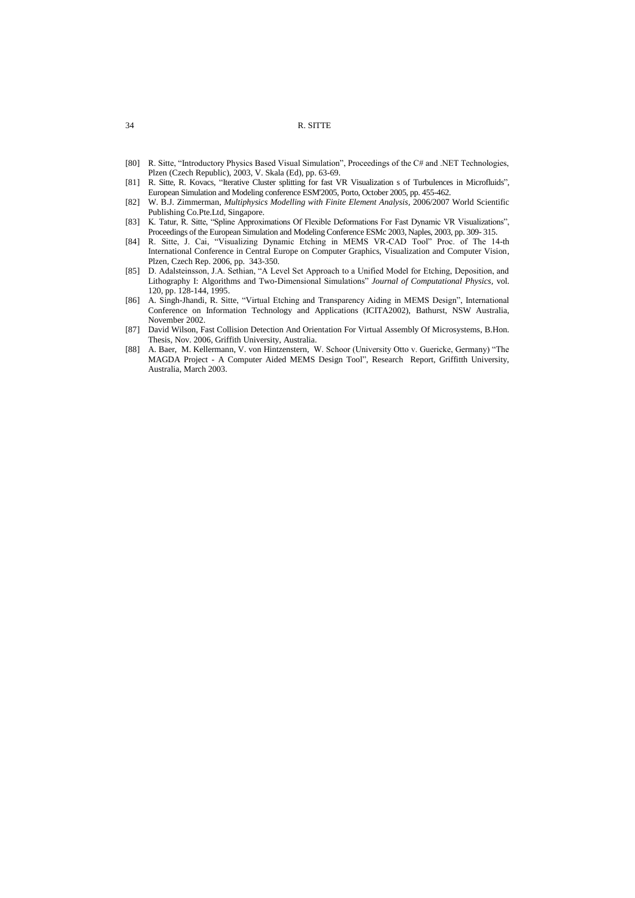[80] R. Sitte, "Introductory Physics Based Visual Simulation", Proceedings of the C# and .NET Technologies, Plzen (Czech Republic), 2003, V. Skala (Ed), pp. 63-69.

[81] R. Sitte, R. Kovacs, "Iterative Cluster splitting for fast VR Visualization s of Turbulences in Microfluids", European Simulation and Modeling conference ESM'2005, Porto, October 2005, pp. 455-462.

[82] W. B.J. Zimmerman, *Multiphysics Modelling with Finite Element Analysis*, 2006/2007 World Scientific Publishing Co.Pte.Ltd, Singapore.

[83] K. Tatur, R. Sitte, "Spline Approximations Of Flexible Deformations For Fast Dynamic VR Visualizations", Proceedings of the European Simulation and Modeling Conference ESMc 2003, Naples, 2003, pp. 309- 315.

[84] R. Sitte, J. Cai, "Visualizing Dynamic Etching in MEMS VR-CAD Tool" Proc. of The 14-th International Conference in Central Europe on Computer Graphics, Visualization and Computer Vision, Plzen, Czech Rep. 2006, pp. 343-350.

[85] D. Adalsteinsson, J.A. Sethian, "A Level Set Approach to a Unified Model for Etching, Deposition, and Lithography I: Algorithms and Two-Dimensional Simulations" *Journal of Computational Physics*, vol. 120, pp. 128-144, 1995.

[86] A. Singh-Jhandi, R. Sitte, "Virtual Etching and Transparency Aiding in MEMS Design", International Conference on Information Technology and Applications (ICITA2002), Bathurst, NSW Australia, November 2002.

[87] David Wilson, Fast Collision Detection And Orientation For Virtual Assembly Of Microsystems, B.Hon. Thesis, Nov. 2006, Griffith University, Australia.

[88] A. Baer, M. Kellermann, V. von Hintzenstern, W. Schoor (University Otto v. Guericke, Germany) "The MAGDA Project - A Computer Aided MEMS Design Tool", Research Report, Griffitth University, Australia, March 2003.